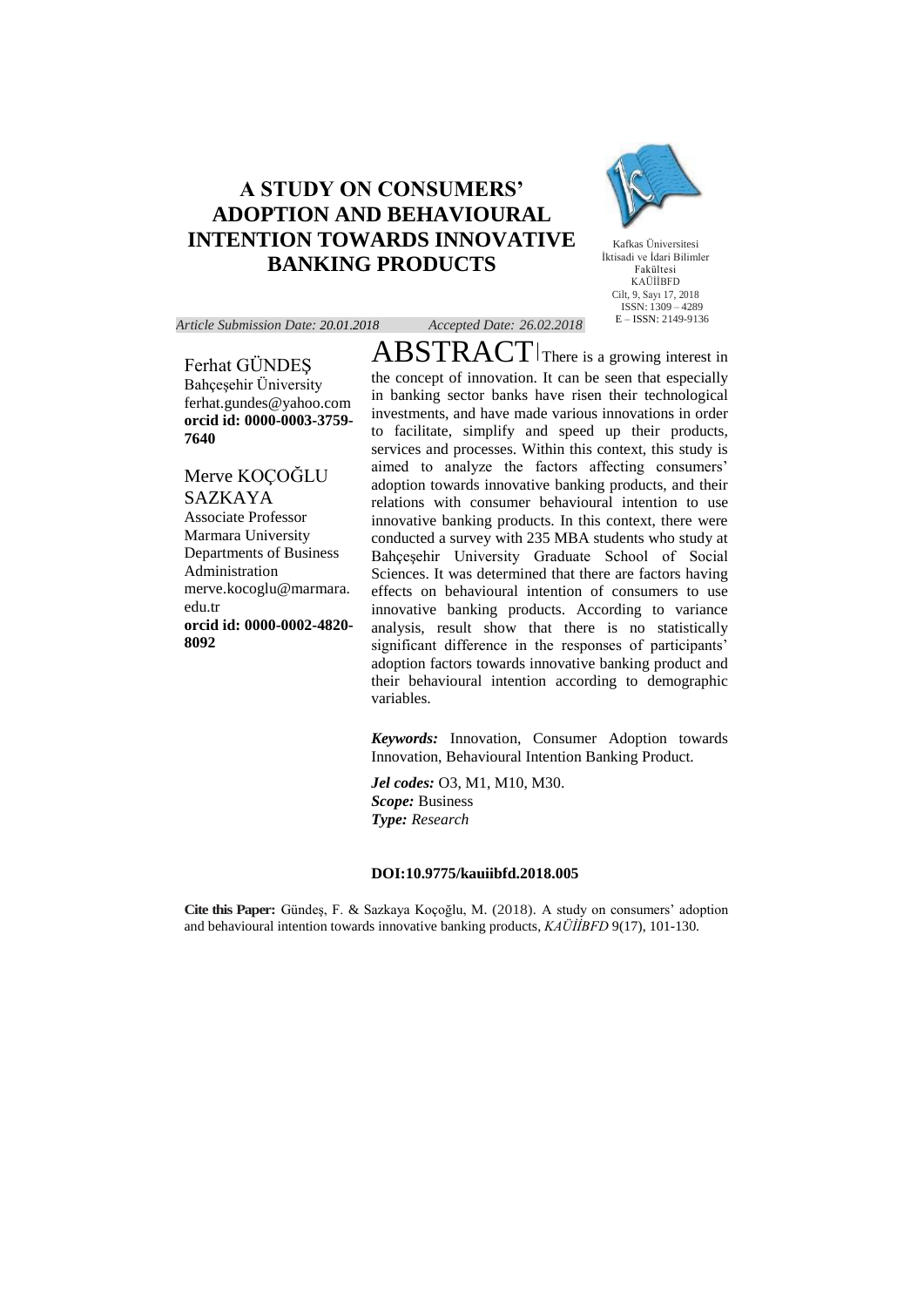# A STUDY ON CONSUMERS' ADOPTION AND BEHAVIOURAL INTENTION TOWARDS INNOVATIVE BANKING PRODUCTS

Kafkas Üniversitesi
İktisadi ve İdari Bilimler Fakültesi
KAÜİİBFD
Cilt, 9, Sayı 17, 2018
ISSN: 1309 – 4289
E – ISSN: 2149-9136

*Article Submission Date: 20.01.2018* *Accepted Date: 26.02.2018*

Ferhat GÜNDEŞ
Bahçeşehir Üniversity
ferhat.gundes@yahoo.com
**orcid id: 0000-0003-3759-7640**

Merve KOÇOĞLU SAZKAYA
Associate Professor
Marmara University
Departments of Business Administration
merve.kocoglu@marmara.edu.tr
**orcid id: 0000-0002-4820-8092**

## ABSTRACT

There is a growing interest in the concept of innovation. It can be seen that especially in banking sector banks have risen their technological investments, and have made various innovations in order to facilitate, simplify and speed up their products, services and processes. Within this context, this study is aimed to analyze the factors affecting consumers' adoption towards innovative banking products, and their relations with consumer behavioural intention to use innovative banking products. In this context, there were conducted a survey with 235 MBA students who study at Bahçeşehir University Graduate School of Social Sciences. It was determined that there are factors having effects on behavioural intention of consumers to use innovative banking products. According to variance analysis, result show that there is no statistically significant difference in the responses of participants' adoption factors towards innovative banking product and their behavioural intention according to demographic variables.

***Keywords:*** Innovation, Consumer Adoption towards Innovation, Behavioural Intention Banking Product.

***Jel codes:*** O3, M1, M10, M30.
***Scope:*** Business
***Type:*** *Research*

**DOI:10.9775/kauiibfd.2018.005**

**Cite this Paper:** Gündeş, F. & Sazkaya Koçoğlu, M. (2018). A study on consumers' adoption and behavioural intention towards innovative banking products, *KAÜİİBFD* 9(17), 101-130.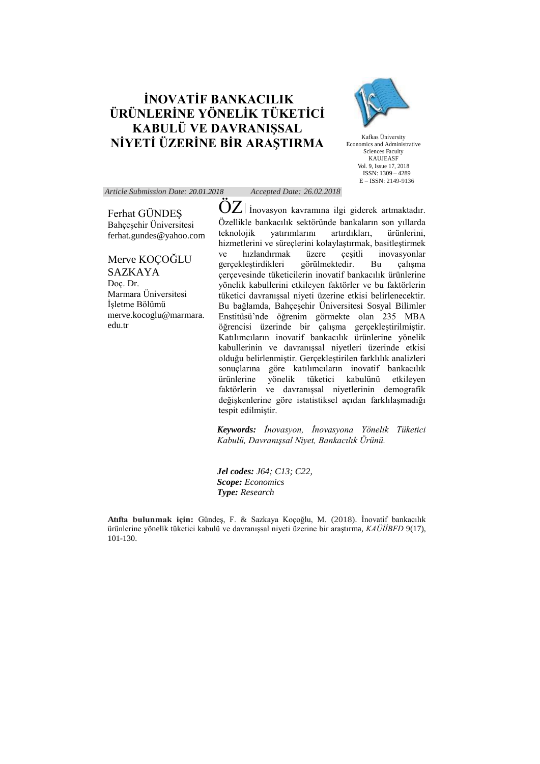# İNOVATİF BANKACILIK ÜRÜNLERİNE YÖNELİK TÜKETİCİ KABULÜ VE DAVRANIŞSAL NİYETİ ÜZERİNE BİR ARAŞTIRMA

Kafkas Üniversity
Economics and Administrative Sciences Faculty
KAUJEASF
Vol. 9, Issue 17, 2018
ISSN: 1309 – 4289
E – ISSN: 2149-9136

*Article Submission Date: 20.01.2018* *Accepted Date: 26.02.2018*

Ferhat GÜNDEŞ
Bahçeşehir Üniversitesi
ferhat.gundes@yahoo.com

Merve KOÇOĞLU SAZKAYA
Doç. Dr.
Marmara Üniversitesi
İşletme Bölümü
merve.kocoglu@marmara.edu.tr

**ÖZ|** İnovasyon kavramına ilgi giderek artmaktadır. Özellikle bankacılık sektöründe bankaların son yıllarda teknolojik yatırımlarını artırdıkları, ürünlerini, hizmetlerini ve süreçlerini kolaylaştırmak, basitleştirmek ve hızlandırmak üzere çeşitli inovasyonlar gerçekleştirdikleri görülmektedir. Bu çalışma çerçevesinde tüketicilerin inovatif bankacılık ürünlerine yönelik kabullerini etkileyen faktörler ve bu faktörlerin tüketici davranışsal niyeti üzerine etkisi belirlenecektir. Bu bağlamda, Bahçeşehir Üniversitesi Sosyal Bilimler Enstitüsü'nde öğrenim görmekte olan 235 MBA öğrencisi üzerinde bir çalışma gerçekleştirilmiştir. Katılımcıların inovatif bankacılık ürünlerine yönelik kabullerinin ve davranışsal niyetleri üzerinde etkisi olduğu belirlenmiştir. Gerçekleştirilen farklılık analizleri sonuçlarına göre katılımcıların inovatif bankacılık ürünlerine yönelik tüketici kabulünü etkileyen faktörlerin ve davranışsal niyetlerinin demografik değişkenlerine göre istatistiksel açıdan farklılaşmadığı tespit edilmiştir.

***Keywords:*** *İnovasyon, İnovasyona Yönelik Tüketici Kabulü, Davranışsal Niyet, Bankacılık Ürünü.*

***Jel codes:*** *J64; C13; C22,*
***Scope:*** *Economics*
***Type:*** *Research*

**Atıfta bulunmak için:** Gündeş, F. & Sazkaya Koçoğlu, M. (2018). İnovatif bankacılık ürünlerine yönelik tüketici kabulü ve davranışsal niyeti üzerine bir araştırma, *KAÜİİBFD* 9(17), 101-130.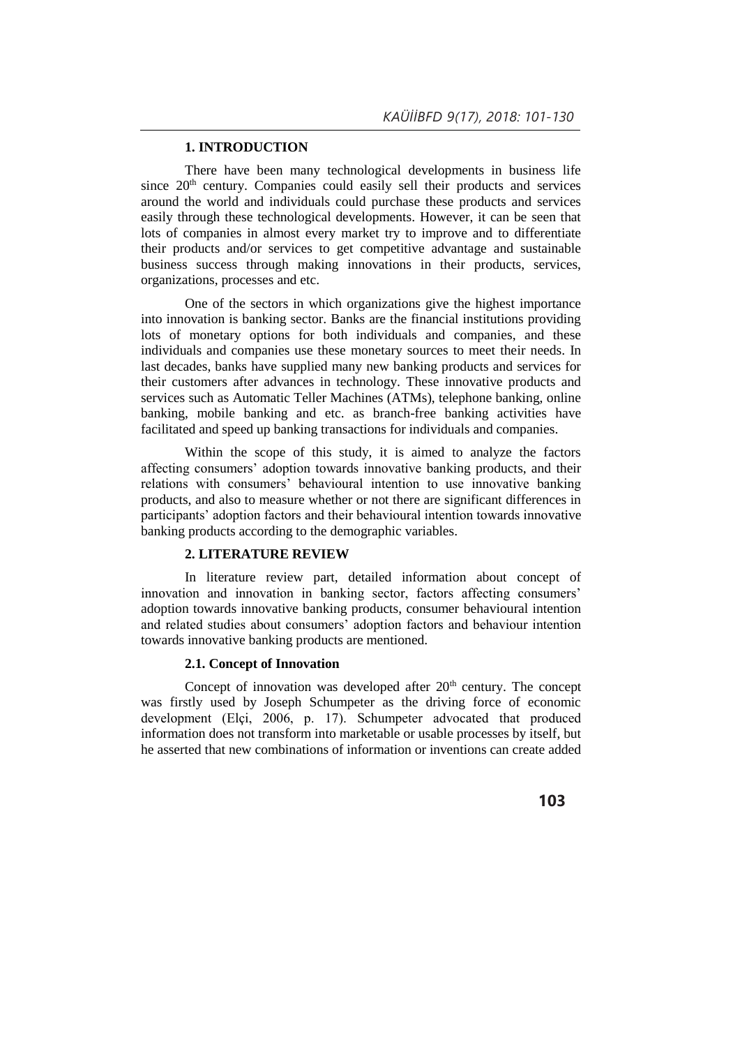## 1. INTRODUCTION

There have been many technological developments in business life since 20th century. Companies could easily sell their products and services around the world and individuals could purchase these products and services easily through these technological developments. However, it can be seen that lots of companies in almost every market try to improve and to differentiate their products and/or services to get competitive advantage and sustainable business success through making innovations in their products, services, organizations, processes and etc.

One of the sectors in which organizations give the highest importance into innovation is banking sector. Banks are the financial institutions providing lots of monetary options for both individuals and companies, and these individuals and companies use these monetary sources to meet their needs. In last decades, banks have supplied many new banking products and services for their customers after advances in technology. These innovative products and services such as Automatic Teller Machines (ATMs), telephone banking, online banking, mobile banking and etc. as branch-free banking activities have facilitated and speed up banking transactions for individuals and companies.

Within the scope of this study, it is aimed to analyze the factors affecting consumers' adoption towards innovative banking products, and their relations with consumers' behavioural intention to use innovative banking products, and also to measure whether or not there are significant differences in participants' adoption factors and their behavioural intention towards innovative banking products according to the demographic variables.

## 2. LITERATURE REVIEW

In literature review part, detailed information about concept of innovation and innovation in banking sector, factors affecting consumers' adoption towards innovative banking products, consumer behavioural intention and related studies about consumers' adoption factors and behaviour intention towards innovative banking products are mentioned.

### 2.1. Concept of Innovation

Concept of innovation was developed after 20th century. The concept was firstly used by Joseph Schumpeter as the driving force of economic development (Elçi, 2006, p. 17). Schumpeter advocated that produced information does not transform into marketable or usable processes by itself, but he asserted that new combinations of information or inventions can create added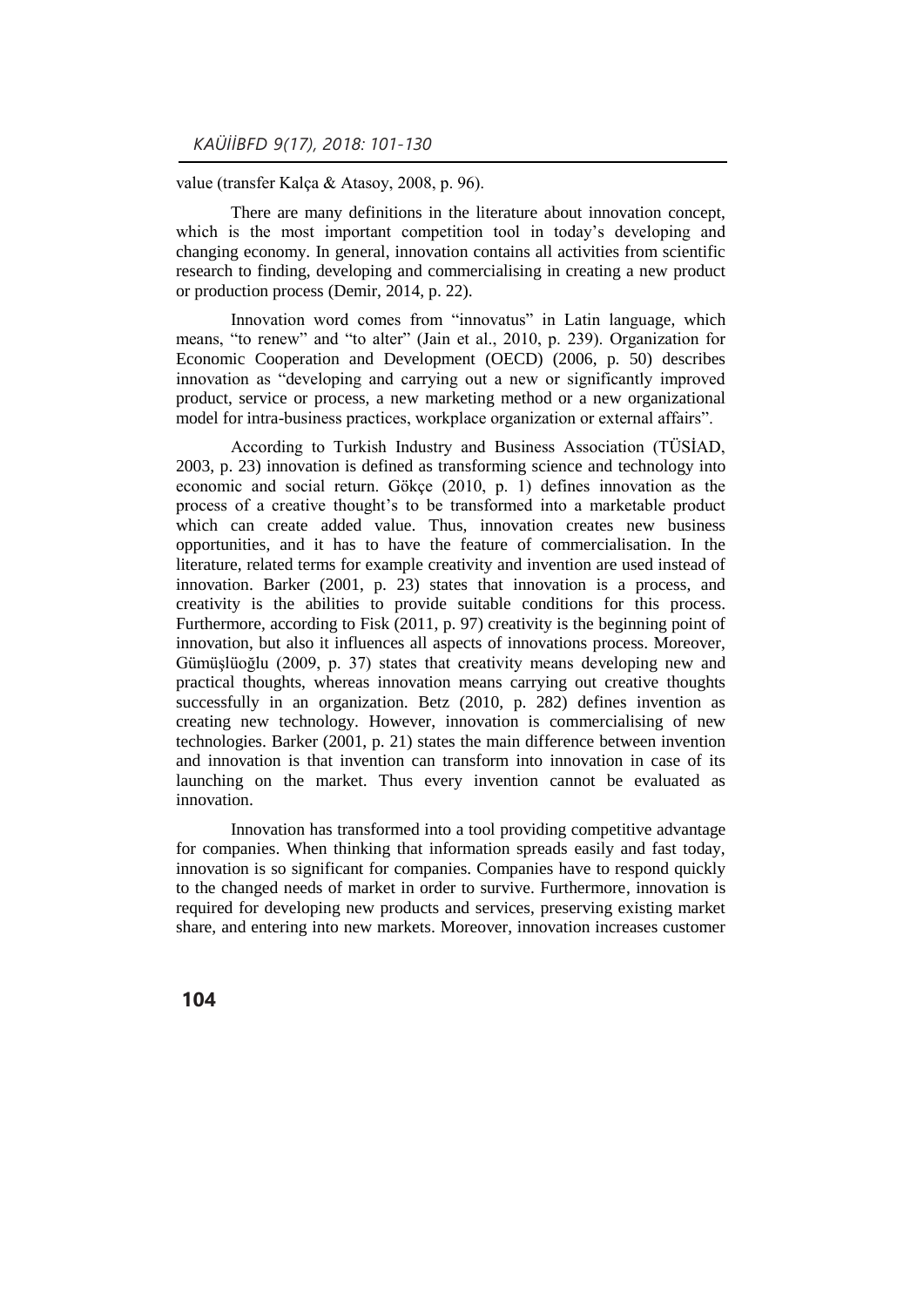value (transfer Kalça & Atasoy, 2008, p. 96).

There are many definitions in the literature about innovation concept, which is the most important competition tool in today's developing and changing economy. In general, innovation contains all activities from scientific research to finding, developing and commercialising in creating a new product or production process (Demir, 2014, p. 22).

Innovation word comes from "innovatus" in Latin language, which means, "to renew" and "to alter" (Jain et al., 2010, p. 239). Organization for Economic Cooperation and Development (OECD) (2006, p. 50) describes innovation as "developing and carrying out a new or significantly improved product, service or process, a new marketing method or a new organizational model for intra-business practices, workplace organization or external affairs".

According to Turkish Industry and Business Association (TÜSİAD, 2003, p. 23) innovation is defined as transforming science and technology into economic and social return. Gökçe (2010, p. 1) defines innovation as the process of a creative thought's to be transformed into a marketable product which can create added value. Thus, innovation creates new business opportunities, and it has to have the feature of commercialisation. In the literature, related terms for example creativity and invention are used instead of innovation. Barker (2001, p. 23) states that innovation is a process, and creativity is the abilities to provide suitable conditions for this process. Furthermore, according to Fisk (2011, p. 97) creativity is the beginning point of innovation, but also it influences all aspects of innovations process. Moreover, Gümüşlüoğlu (2009, p. 37) states that creativity means developing new and practical thoughts, whereas innovation means carrying out creative thoughts successfully in an organization. Betz (2010, p. 282) defines invention as creating new technology. However, innovation is commercialising of new technologies. Barker (2001, p. 21) states the main difference between invention and innovation is that invention can transform into innovation in case of its launching on the market. Thus every invention cannot be evaluated as innovation.

Innovation has transformed into a tool providing competitive advantage for companies. When thinking that information spreads easily and fast today, innovation is so significant for companies. Companies have to respond quickly to the changed needs of market in order to survive. Furthermore, innovation is required for developing new products and services, preserving existing market share, and entering into new markets. Moreover, innovation increases customer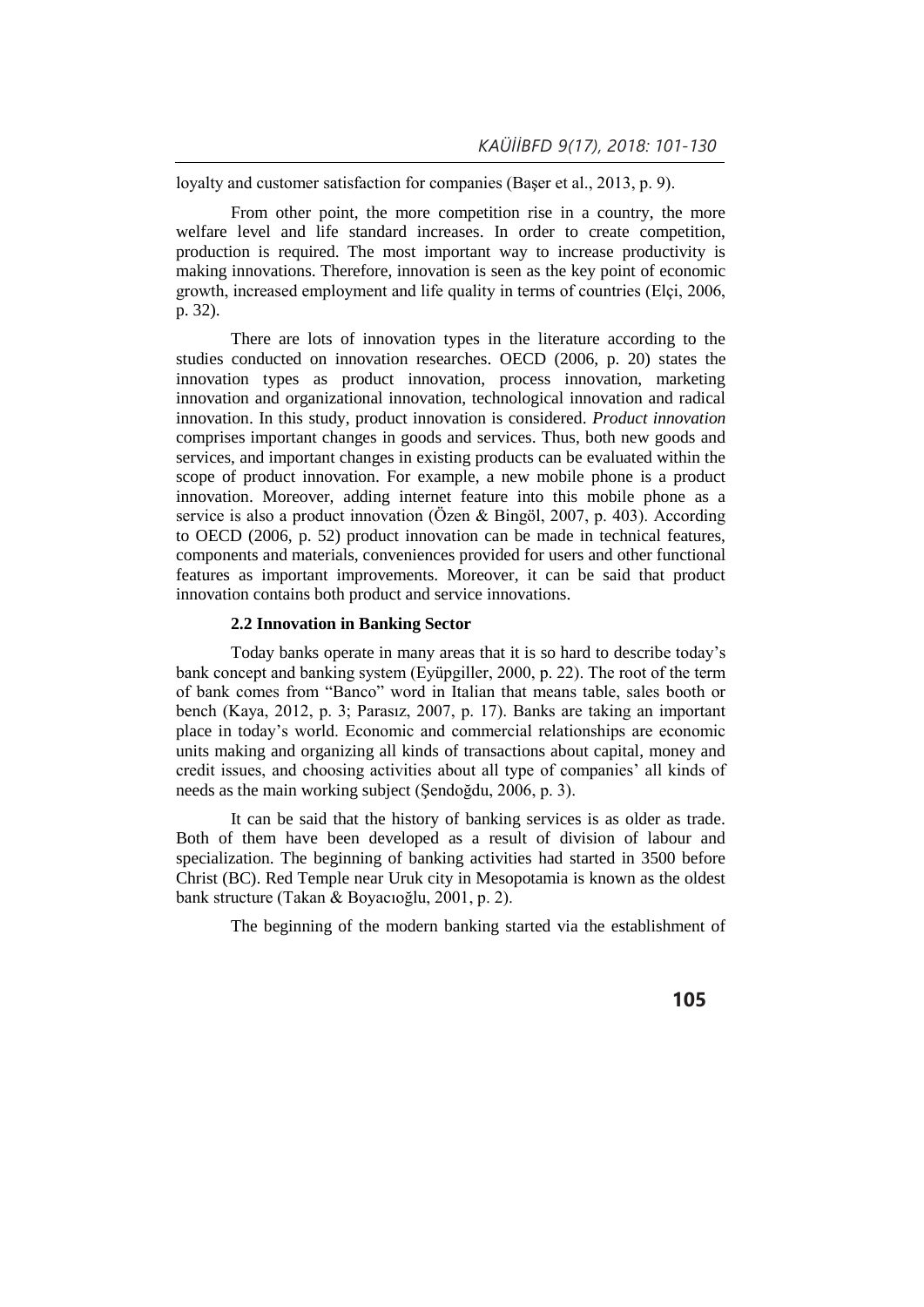loyalty and customer satisfaction for companies (Başer et al., 2013, p. 9).

From other point, the more competition rise in a country, the more welfare level and life standard increases. In order to create competition, production is required. The most important way to increase productivity is making innovations. Therefore, innovation is seen as the key point of economic growth, increased employment and life quality in terms of countries (Elçi, 2006, p. 32).

There are lots of innovation types in the literature according to the studies conducted on innovation researches. OECD (2006, p. 20) states the innovation types as product innovation, process innovation, marketing innovation and organizational innovation, technological innovation and radical innovation. In this study, product innovation is considered. *Product innovation* comprises important changes in goods and services. Thus, both new goods and services, and important changes in existing products can be evaluated within the scope of product innovation. For example, a new mobile phone is a product innovation. Moreover, adding internet feature into this mobile phone as a service is also a product innovation (Özen & Bingöl, 2007, p. 403). According to OECD (2006, p. 52) product innovation can be made in technical features, components and materials, conveniences provided for users and other functional features as important improvements. Moreover, it can be said that product innovation contains both product and service innovations.

### 2.2 Innovation in Banking Sector

Today banks operate in many areas that it is so hard to describe today's bank concept and banking system (Eyüpgiller, 2000, p. 22). The root of the term of bank comes from "Banco" word in Italian that means table, sales booth or bench (Kaya, 2012, p. 3; Parasız, 2007, p. 17). Banks are taking an important place in today's world. Economic and commercial relationships are economic units making and organizing all kinds of transactions about capital, money and credit issues, and choosing activities about all type of companies' all kinds of needs as the main working subject (Şendoğdu, 2006, p. 3).

It can be said that the history of banking services is as older as trade. Both of them have been developed as a result of division of labour and specialization. The beginning of banking activities had started in 3500 before Christ (BC). Red Temple near Uruk city in Mesopotamia is known as the oldest bank structure (Takan & Boyacıoğlu, 2001, p. 2).

The beginning of the modern banking started via the establishment of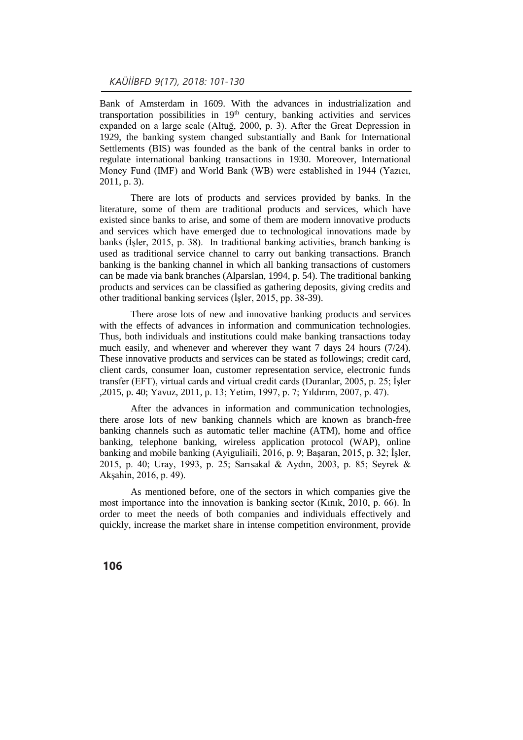Bank of Amsterdam in 1609. With the advances in industrialization and transportation possibilities in $19^{th}$ century, banking activities and services expanded on a large scale (Altuğ, 2000, p. 3). After the Great Depression in 1929, the banking system changed substantially and Bank for International Settlements (BIS) was founded as the bank of the central banks in order to regulate international banking transactions in 1930. Moreover, International Money Fund (IMF) and World Bank (WB) were established in 1944 (Yazıcı, 2011, p. 3).

There are lots of products and services provided by banks. In the literature, some of them are traditional products and services, which have existed since banks to arise, and some of them are modern innovative products and services which have emerged due to technological innovations made by banks (İşler, 2015, p. 38). In traditional banking activities, branch banking is used as traditional service channel to carry out banking transactions. Branch banking is the banking channel in which all banking transactions of customers can be made via bank branches (Alparslan, 1994, p. 54). The traditional banking products and services can be classified as gathering deposits, giving credits and other traditional banking services (İşler, 2015, pp. 38-39).

There arose lots of new and innovative banking products and services with the effects of advances in information and communication technologies. Thus, both individuals and institutions could make banking transactions today much easily, and whenever and wherever they want 7 days 24 hours (7/24). These innovative products and services can be stated as followings; credit card, client cards, consumer loan, customer representation service, electronic funds transfer (EFT), virtual cards and virtual credit cards (Duranlar, 2005, p. 25; İşler ,2015, p. 40; Yavuz, 2011, p. 13; Yetim, 1997, p. 7; Yıldırım, 2007, p. 47).

After the advances in information and communication technologies, there arose lots of new banking channels which are known as branch-free banking channels such as automatic teller machine (ATM), home and office banking, telephone banking, wireless application protocol (WAP), online banking and mobile banking (Ayiguliaili, 2016, p. 9; Başaran, 2015, p. 32; İşler, 2015, p. 40; Uray, 1993, p. 25; Sarısakal & Aydın, 2003, p. 85; Seyrek & Akşahin, 2016, p. 49).

As mentioned before, one of the sectors in which companies give the most importance into the innovation is banking sector (Kınık, 2010, p. 66). In order to meet the needs of both companies and individuals effectively and quickly, increase the market share in intense competition environment, provide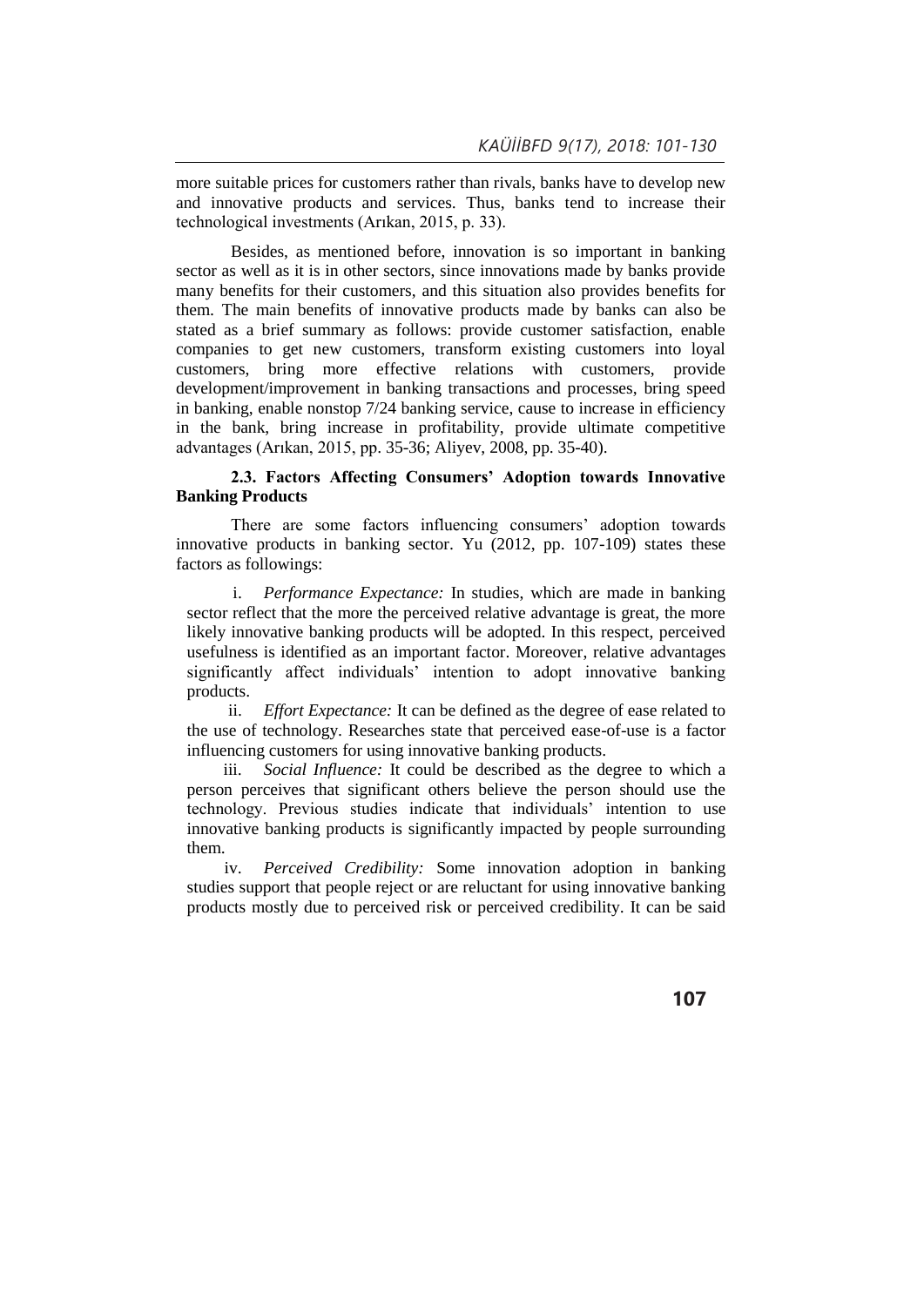more suitable prices for customers rather than rivals, banks have to develop new and innovative products and services. Thus, banks tend to increase their technological investments (Arıkan, 2015, p. 33).

Besides, as mentioned before, innovation is so important in banking sector as well as it is in other sectors, since innovations made by banks provide many benefits for their customers, and this situation also provides benefits for them. The main benefits of innovative products made by banks can also be stated as a brief summary as follows: provide customer satisfaction, enable companies to get new customers, transform existing customers into loyal customers, bring more effective relations with customers, provide development/improvement in banking transactions and processes, bring speed in banking, enable nonstop 7/24 banking service, cause to increase in efficiency in the bank, bring increase in profitability, provide ultimate competitive advantages (Arıkan, 2015, pp. 35-36; Aliyev, 2008, pp. 35-40).

### 2.3. Factors Affecting Consumers' Adoption towards Innovative Banking Products

There are some factors influencing consumers' adoption towards innovative products in banking sector. Yu (2012, pp. 107-109) states these factors as followings:

i. *Performance Expectance:* In studies, which are made in banking sector reflect that the more the perceived relative advantage is great, the more likely innovative banking products will be adopted. In this respect, perceived usefulness is identified as an important factor. Moreover, relative advantages significantly affect individuals' intention to adopt innovative banking products.

ii. *Effort Expectance:* It can be defined as the degree of ease related to the use of technology. Researches state that perceived ease-of-use is a factor influencing customers for using innovative banking products.

iii. *Social Influence:* It could be described as the degree to which a person perceives that significant others believe the person should use the technology. Previous studies indicate that individuals' intention to use innovative banking products is significantly impacted by people surrounding them.

iv. *Perceived Credibility:* Some innovation adoption in banking studies support that people reject or are reluctant for using innovative banking products mostly due to perceived risk or perceived credibility. It can be said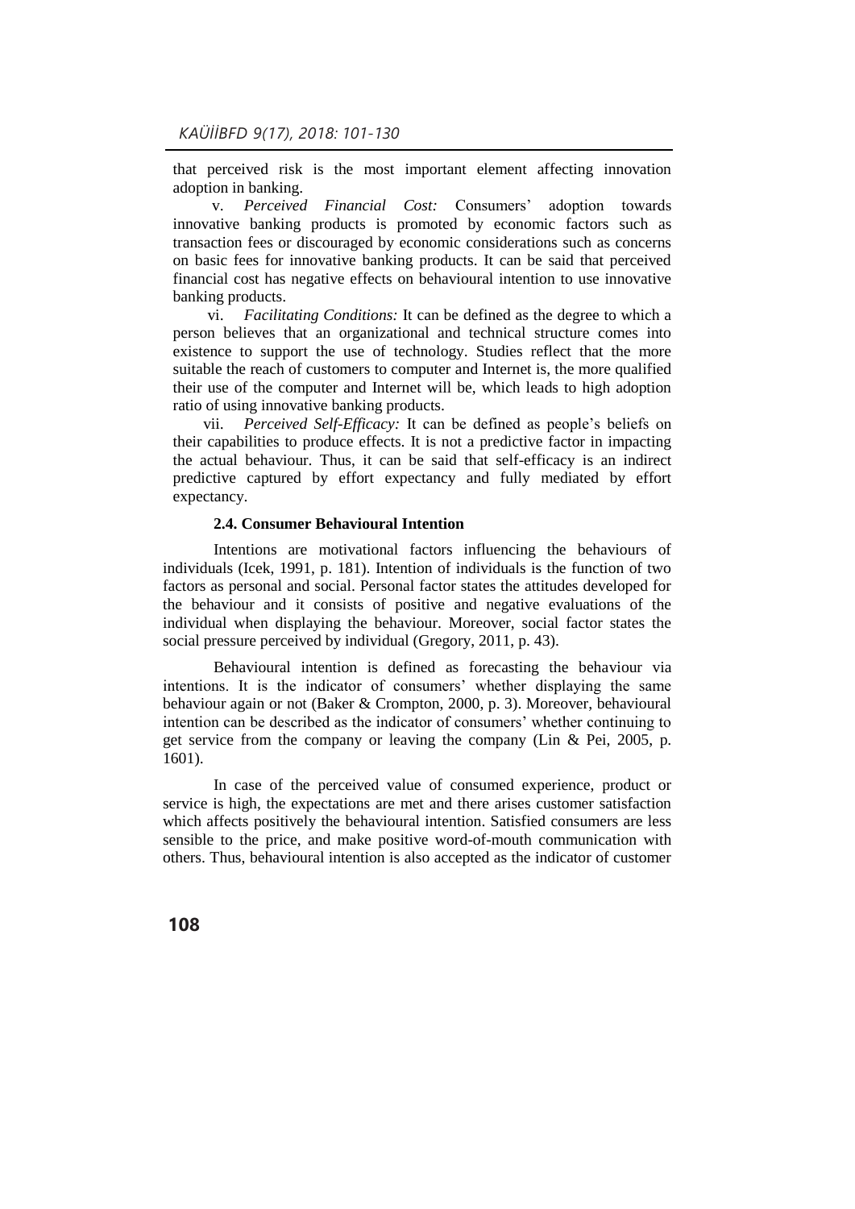that perceived risk is the most important element affecting innovation adoption in banking.

v. *Perceived Financial Cost:* Consumers' adoption towards innovative banking products is promoted by economic factors such as transaction fees or discouraged by economic considerations such as concerns on basic fees for innovative banking products. It can be said that perceived financial cost has negative effects on behavioural intention to use innovative banking products.

vi. *Facilitating Conditions:* It can be defined as the degree to which a person believes that an organizational and technical structure comes into existence to support the use of technology. Studies reflect that the more suitable the reach of customers to computer and Internet is, the more qualified their use of the computer and Internet will be, which leads to high adoption ratio of using innovative banking products.

vii. *Perceived Self-Efficacy:* It can be defined as people's beliefs on their capabilities to produce effects. It is not a predictive factor in impacting the actual behaviour. Thus, it can be said that self-efficacy is an indirect predictive captured by effort expectancy and fully mediated by effort expectancy.

### 2.4. Consumer Behavioural Intention

Intentions are motivational factors influencing the behaviours of individuals (Icek, 1991, p. 181). Intention of individuals is the function of two factors as personal and social. Personal factor states the attitudes developed for the behaviour and it consists of positive and negative evaluations of the individual when displaying the behaviour. Moreover, social factor states the social pressure perceived by individual (Gregory, 2011, p. 43).

Behavioural intention is defined as forecasting the behaviour via intentions. It is the indicator of consumers' whether displaying the same behaviour again or not (Baker & Crompton, 2000, p. 3). Moreover, behavioural intention can be described as the indicator of consumers' whether continuing to get service from the company or leaving the company (Lin & Pei, 2005, p. 1601).

In case of the perceived value of consumed experience, product or service is high, the expectations are met and there arises customer satisfaction which affects positively the behavioural intention. Satisfied consumers are less sensible to the price, and make positive word-of-mouth communication with others. Thus, behavioural intention is also accepted as the indicator of customer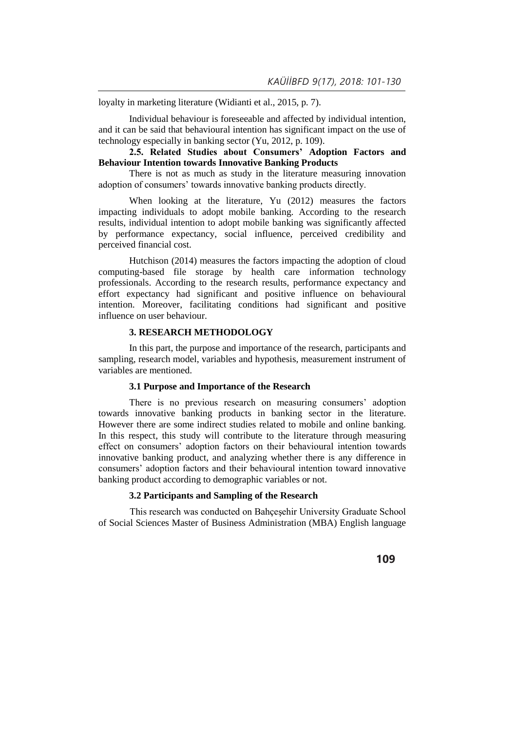loyalty in marketing literature (Widianti et al., 2015, p. 7).

Individual behaviour is foreseeable and affected by individual intention, and it can be said that behavioural intention has significant impact on the use of technology especially in banking sector (Yu, 2012, p. 109).

### 2.5. Related Studies about Consumers' Adoption Factors and Behaviour Intention towards Innovative Banking Products

There is not as much as study in the literature measuring innovation adoption of consumers' towards innovative banking products directly.

When looking at the literature, Yu (2012) measures the factors impacting individuals to adopt mobile banking. According to the research results, individual intention to adopt mobile banking was significantly affected by performance expectancy, social influence, perceived credibility and perceived financial cost.

Hutchison (2014) measures the factors impacting the adoption of cloud computing-based file storage by health care information technology professionals. According to the research results, performance expectancy and effort expectancy had significant and positive influence on behavioural intention. Moreover, facilitating conditions had significant and positive influence on user behaviour.

## 3. RESEARCH METHODOLOGY

In this part, the purpose and importance of the research, participants and sampling, research model, variables and hypothesis, measurement instrument of variables are mentioned.

### 3.1 Purpose and Importance of the Research

There is no previous research on measuring consumers' adoption towards innovative banking products in banking sector in the literature. However there are some indirect studies related to mobile and online banking. In this respect, this study will contribute to the literature through measuring effect on consumers' adoption factors on their behavioural intention towards innovative banking product, and analyzing whether there is any difference in consumers' adoption factors and their behavioural intention toward innovative banking product according to demographic variables or not.

### 3.2 Participants and Sampling of the Research

This research was conducted on Bahçeşehir University Graduate School of Social Sciences Master of Business Administration (MBA) English language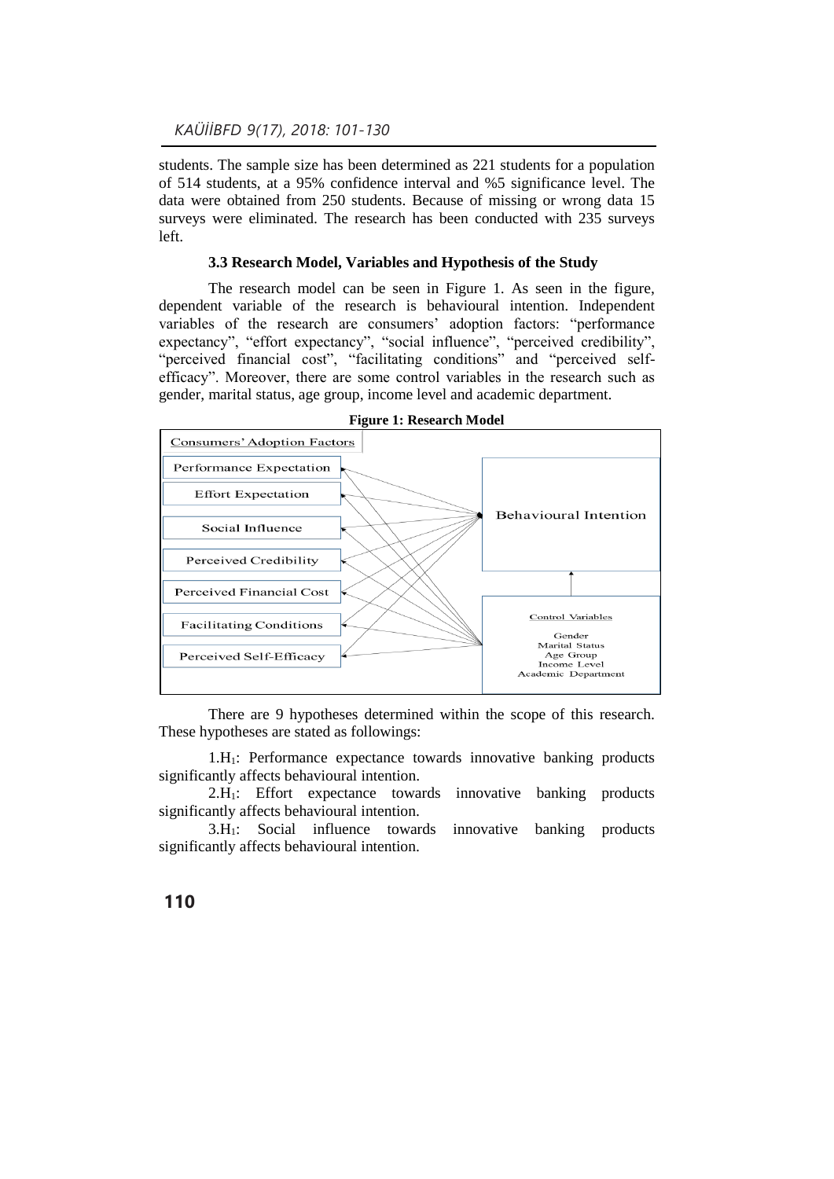students. The sample size has been determined as 221 students for a population of 514 students, at a 95% confidence interval and %5 significance level. The data were obtained from 250 students. Because of missing or wrong data 15 surveys were eliminated. The research has been conducted with 235 surveys left.

### 3.3 Research Model, Variables and Hypothesis of the Study

The research model can be seen in Figure 1. As seen in the figure, dependent variable of the research is behavioural intention. Independent variables of the research are consumers' adoption factors: "performance expectancy", "effort expectancy", "social influence", "perceived credibility", "perceived financial cost", "facilitating conditions" and "perceived self-efficacy". Moreover, there are some control variables in the research such as gender, marital status, age group, income level and academic department.

**Figure 1: Research Model**

Consumers' Adoption Factors

- Performance Expectation
- Effort Expectation
- Social Influence
- Perceived Credibility
- Perceived Financial Cost
- Facilitating Conditions
- Perceived Self-Efficacy

Behavioural Intention

Control Variables

- Gender
- Marital Status
- Age Group
- Income Level
- Academic Department

There are 9 hypotheses determined within the scope of this research. These hypotheses are stated as followings:

1.$H_1$: Performance expectance towards innovative banking products significantly affects behavioural intention.

2.$H_1$: Effort expectance towards innovative banking products significantly affects behavioural intention.

3.$H_1$: Social influence towards innovative banking products significantly affects behavioural intention.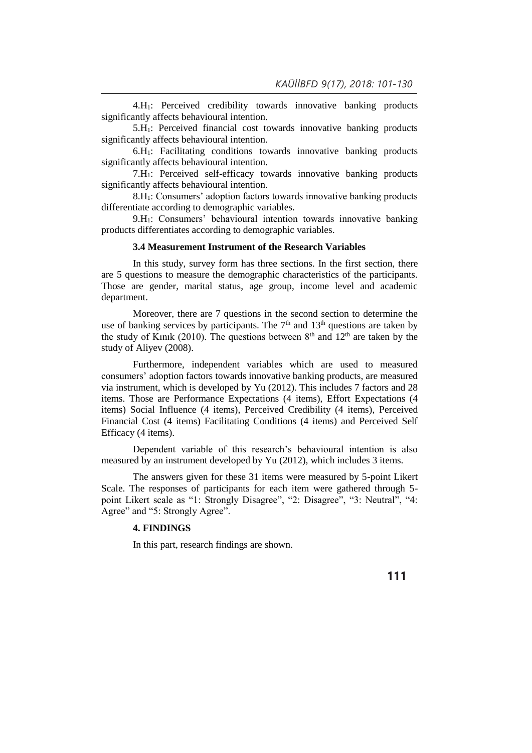4.$H_1$: Perceived credibility towards innovative banking products significantly affects behavioural intention.

5.$H_1$: Perceived financial cost towards innovative banking products significantly affects behavioural intention.

6.$H_1$: Facilitating conditions towards innovative banking products significantly affects behavioural intention.

7.$H_1$: Perceived self-efficacy towards innovative banking products significantly affects behavioural intention.

8.$H_1$: Consumers' adoption factors towards innovative banking products differentiate according to demographic variables.

9.$H_1$: Consumers' behavioural intention towards innovative banking products differentiates according to demographic variables.

### 3.4 Measurement Instrument of the Research Variables

In this study, survey form has three sections. In the first section, there are 5 questions to measure the demographic characteristics of the participants. Those are gender, marital status, age group, income level and academic department.

Moreover, there are 7 questions in the second section to determine the use of banking services by participants. The $7^{th}$ and $13^{th}$ questions are taken by the study of Kınık (2010). The questions between $8^{th}$ and $12^{th}$ are taken by the study of Aliyev (2008).

Furthermore, independent variables which are used to measured consumers' adoption factors towards innovative banking products, are measured via instrument, which is developed by Yu (2012). This includes 7 factors and 28 items. Those are Performance Expectations (4 items), Effort Expectations (4 items) Social Influence (4 items), Perceived Credibility (4 items), Perceived Financial Cost (4 items) Facilitating Conditions (4 items) and Perceived Self Efficacy (4 items).

Dependent variable of this research's behavioural intention is also measured by an instrument developed by Yu (2012), which includes 3 items.

The answers given for these 31 items were measured by 5-point Likert Scale. The responses of participants for each item were gathered through 5-point Likert scale as "1: Strongly Disagree", "2: Disagree", "3: Neutral", "4: Agree" and "5: Strongly Agree".

## 4. FINDINGS

In this part, research findings are shown.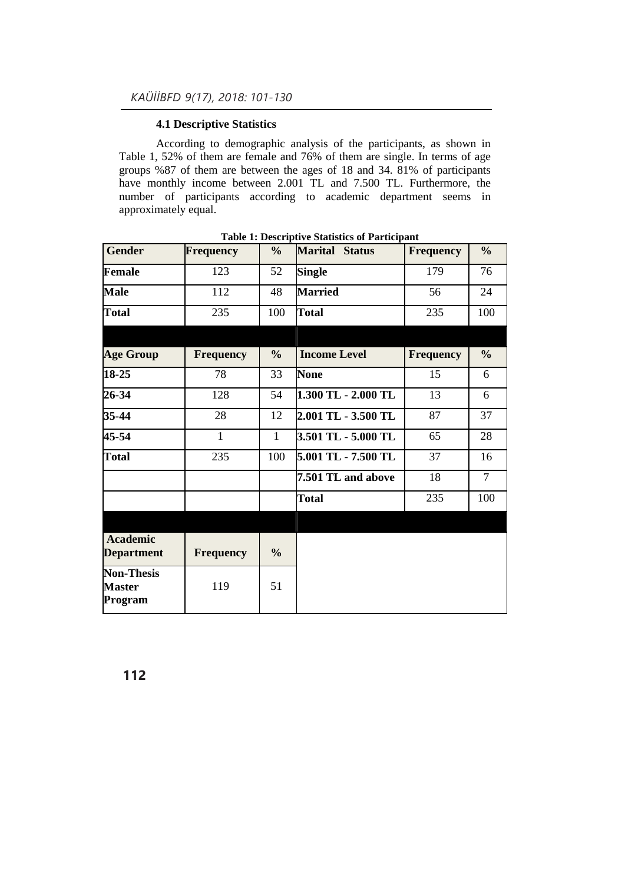### 4.1 Descriptive Statistics

According to demographic analysis of the participants, as shown in Table 1, 52% of them are female and 76% of them are single. In terms of age groups %87 of them are between the ages of 18 and 34. 81% of participants have monthly income between 2.001 TL and 7.500 TL. Furthermore, the number of participants according to academic department seems in approximately equal.

**Table 1: Descriptive Statistics of Participant**

| Gender | Frequency | % | Marital Status | Frequency | % |
|---|---|---|---|---|---|
| **Female** | 123 | 52 | **Single** | 179 | 76 |
| **Male** | 112 | 48 | **Married** | 56 | 24 |
| **Total** | 235 | 100 | **Total** | 235 | 100 |
| | | | | | |
| **Age Group** | **Frequency** | **%** | **Income Level** | **Frequency** | **%** |
| **18-25** | 78 | 33 | **None** | 15 | 6 |
| **26-34** | 128 | 54 | **1.300 TL - 2.000 TL** | 13 | 6 |
| **35-44** | 28 | 12 | **2.001 TL - 3.500 TL** | 87 | 37 |
| **45-54** | 1 | 1 | **3.501 TL - 5.000 TL** | 65 | 28 |
| **Total** | 235 | 100 | **5.001 TL - 7.500 TL** | 37 | 16 |
| | | | **7.501 TL and above** | 18 | 7 |
| | | | **Total** | 235 | 100 |
| | | | | | |
| **Academic Department** | **Frequency** | **%** | | | |
| **Non-Thesis Master Program** | 119 | 51 | | | |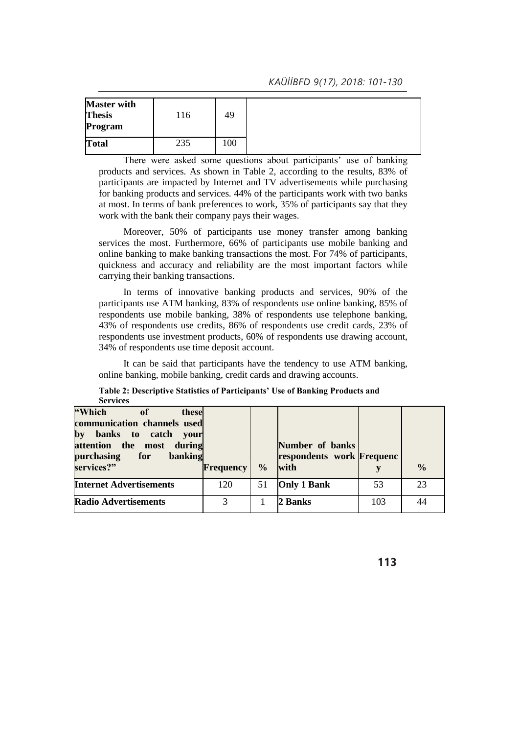| Master with Thesis Program | 116 | 49 |
|---|---|---|
| Total | 235 | 100 |

There were asked some questions about participants' use of banking products and services. As shown in Table 2, according to the results, 83% of participants are impacted by Internet and TV advertisements while purchasing for banking products and services. 44% of the participants work with two banks at most. In terms of bank preferences to work, 35% of participants say that they work with the bank their company pays their wages.

Moreover, 50% of participants use money transfer among banking services the most. Furthermore, 66% of participants use mobile banking and online banking to make banking transactions the most. For 74% of participants, quickness and accuracy and reliability are the most important factors while carrying their banking transactions.

In terms of innovative banking products and services, 90% of the participants use ATM banking, 83% of respondents use online banking, 85% of respondents use mobile banking, 38% of respondents use telephone banking, 43% of respondents use credits, 86% of respondents use credit cards, 23% of respondents use investment products, 60% of respondents use drawing account, 34% of respondents use time deposit account.

It can be said that participants have the tendency to use ATM banking, online banking, mobile banking, credit cards and drawing accounts.

**Table 2: Descriptive Statistics of Participants' Use of Banking Products and Services**

| "Which of these communication channels used by banks to catch your attention the most during purchasing for banking services?" | Frequency | % | Number of banks respondents work with | Frequency | % |
|---|---|---|---|---|---|
| Internet Advertisements | 120 | 51 | Only 1 Bank | 53 | 23 |
| Radio Advertisements | 3 | 1 | 2 Banks | 103 | 44 |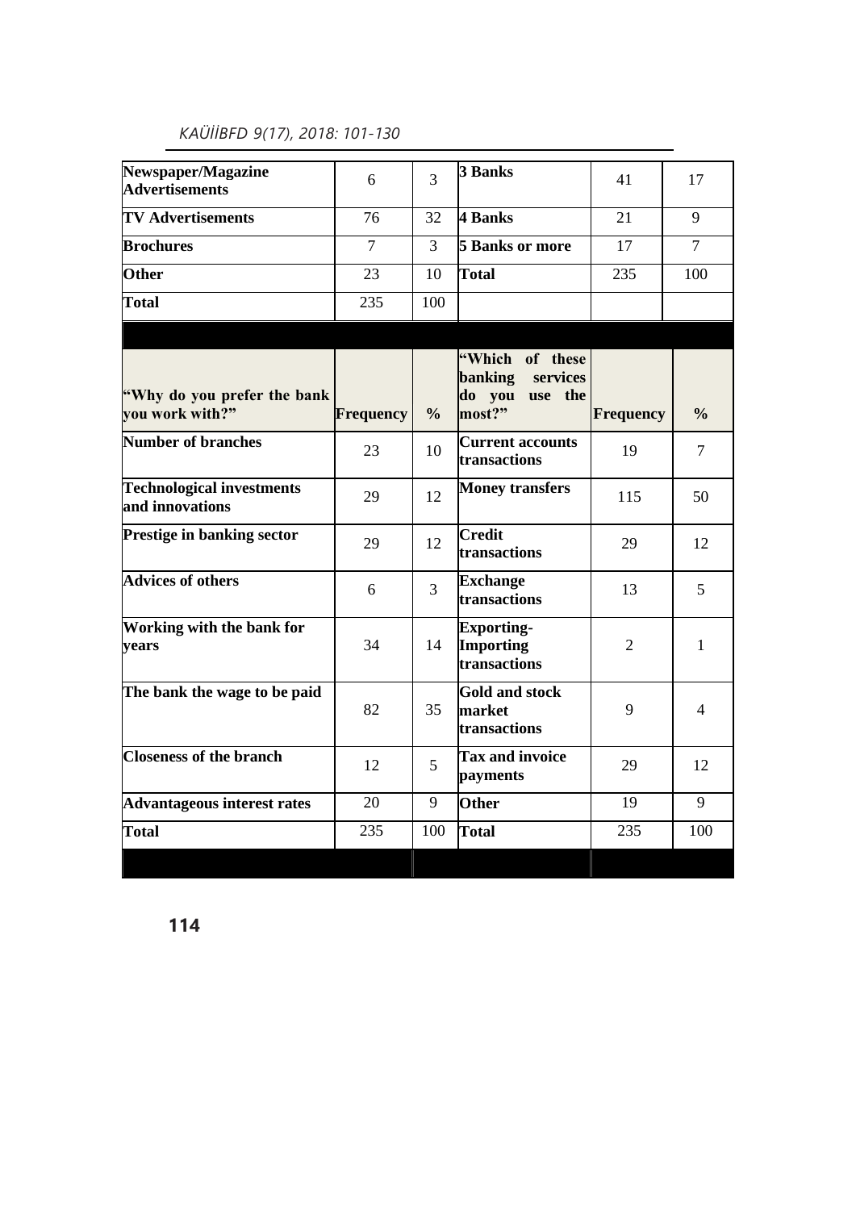| Newspaper/Magazine Advertisements | 6 | 3 | 3 Banks | 41 | 17 |
|---|---|---|---|---|---|
| TV Advertisements | 76 | 32 | 4 Banks | 21 | 9 |
| Brochures | 7 | 3 | 5 Banks or more | 17 | 7 |
| Other | 23 | 10 | Total | 235 | 100 |
| Total | 235 | 100 | | | |

| "Why do you prefer the bank you work with?" | Frequency | % | "Which of these banking services do you use the most?" | Frequency | % |
|---|---|---|---|---|---|
| Number of branches | 23 | 10 | Current accounts transactions | 19 | 7 |
| Technological investments and innovations | 29 | 12 | Money transfers | 115 | 50 |
| Prestige in banking sector | 29 | 12 | Credit transactions | 29 | 12 |
| Advices of others | 6 | 3 | Exchange transactions | 13 | 5 |
| Working with the bank for years | 34 | 14 | Exporting-Importing transactions | 2 | 1 |
| The bank the wage to be paid | 82 | 35 | Gold and stock market transactions | 9 | 4 |
| Closeness of the branch | 12 | 5 | Tax and invoice payments | 29 | 12 |
| Advantageous interest rates | 20 | 9 | Other | 19 | 9 |
| Total | 235 | 100 | Total | 235 | 100 |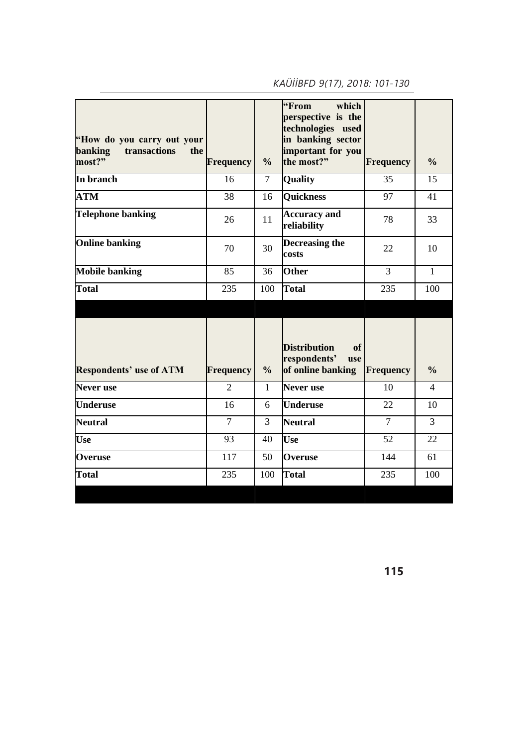| "How do you carry out your banking transactions the most?" | Frequency | % | "From which perspective is the technologies used in banking sector important for you the most?" | Frequency | % |
|---|---|---|---|---|---|
| **In branch** | 16 | 7 | **Quality** | 35 | 15 |
| **ATM** | 38 | 16 | **Quickness** | 97 | 41 |
| **Telephone banking** | 26 | 11 | **Accuracy and reliability** | 78 | 33 |
| **Online banking** | 70 | 30 | **Decreasing the costs** | 22 | 10 |
| **Mobile banking** | 85 | 36 | **Other** | 3 | 1 |
| **Total** | 235 | 100 | **Total** | 235 | 100 |

| Respondents' use of ATM | Frequency | % | Distribution of respondents' use of online banking | Frequency | % |
|---|---|---|---|---|---|
| **Never use** | 2 | 1 | **Never use** | 10 | 4 |
| **Underuse** | 16 | 6 | **Underuse** | 22 | 10 |
| **Neutral** | 7 | 3 | **Neutral** | 7 | 3 |
| **Use** | 93 | 40 | **Use** | 52 | 22 |
| **Overuse** | 117 | 50 | **Overuse** | 144 | 61 |
| **Total** | 235 | 100 | **Total** | 235 | 100 |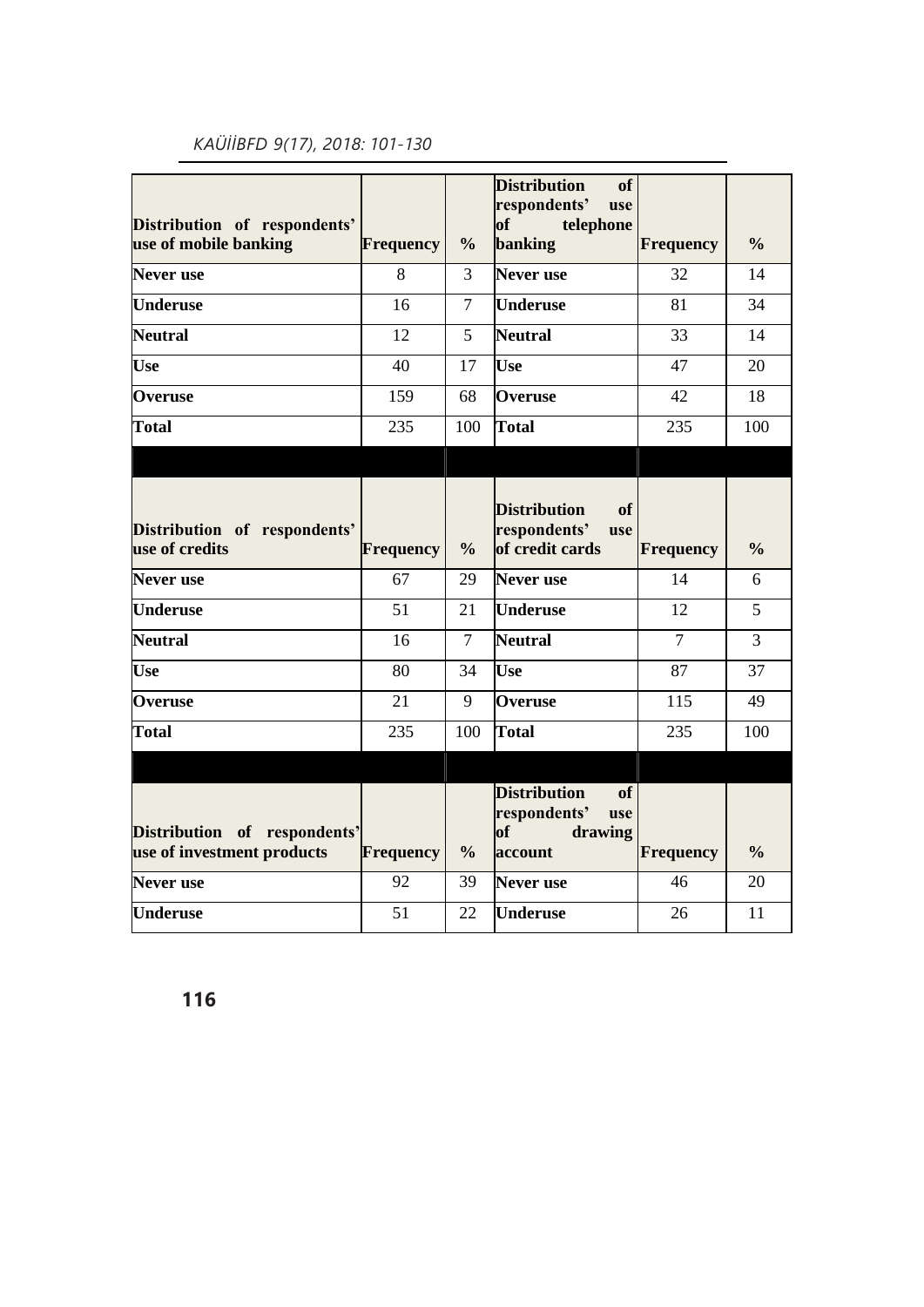| Distribution of respondents' use of mobile banking | Frequency | % | Distribution of respondents' use of telephone banking | Frequency | % |
|---|---|---|---|---|---|
| **Never use** | 8 | 3 | **Never use** | 32 | 14 |
| **Underuse** | 16 | 7 | **Underuse** | 81 | 34 |
| **Neutral** | 12 | 5 | **Neutral** | 33 | 14 |
| **Use** | 40 | 17 | **Use** | 47 | 20 |
| **Overuse** | 159 | 68 | **Overuse** | 42 | 18 |
| **Total** | 235 | 100 | **Total** | 235 | 100 |
| | | | | | |
| **Distribution of respondents' use of credits** | **Frequency** | **%** | **Distribution of respondents' use of credit cards** | **Frequency** | **%** |
| **Never use** | 67 | 29 | **Never use** | 14 | 6 |
| **Underuse** | 51 | 21 | **Underuse** | 12 | 5 |
| **Neutral** | 16 | 7 | **Neutral** | 7 | 3 |
| **Use** | 80 | 34 | **Use** | 87 | 37 |
| **Overuse** | 21 | 9 | **Overuse** | 115 | 49 |
| **Total** | 235 | 100 | **Total** | 235 | 100 |
| | | | | | |
| **Distribution of respondents' use of investment products** | **Frequency** | **%** | **Distribution of respondents' use of drawing account** | **Frequency** | **%** |
| **Never use** | 92 | 39 | **Never use** | 46 | 20 |
| **Underuse** | 51 | 22 | **Underuse** | 26 | 11 |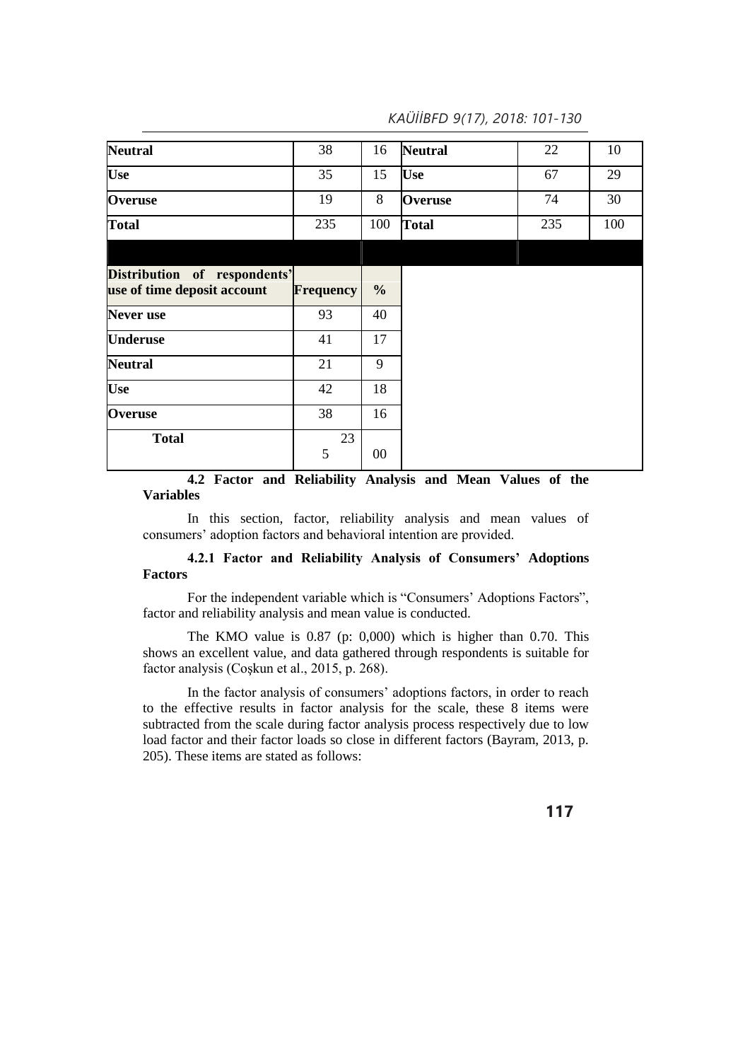| Neutral | 38 | 16 | Neutral | 22 | 10 |
|---|---|---|---|---|---|
| Use | 35 | 15 | Use | 67 | 29 |
| Overuse | 19 | 8 | Overuse | 74 | 30 |
| Total | 235 | 100 | Total | 235 | 100 |

| Distribution of respondents' use of time deposit account | Frequency | % |
|---|---|---|
| Never use | 93 | 40 |
| Underuse | 41 | 17 |
| Neutral | 21 | 9 |
| Use | 42 | 18 |
| Overuse | 38 | 16 |
| Total | 23 5 | 00 |

### 4.2 Factor and Reliability Analysis and Mean Values of the Variables

In this section, factor, reliability analysis and mean values of consumers' adoption factors and behavioral intention are provided.

#### 4.2.1 Factor and Reliability Analysis of Consumers' Adoptions Factors

For the independent variable which is "Consumers' Adoptions Factors", factor and reliability analysis and mean value is conducted.

The KMO value is 0.87 (p: 0,000) which is higher than 0.70. This shows an excellent value, and data gathered through respondents is suitable for factor analysis (Coşkun et al., 2015, p. 268).

In the factor analysis of consumers' adoptions factors, in order to reach to the effective results in factor analysis for the scale, these 8 items were subtracted from the scale during factor analysis process respectively due to low load factor and their factor loads so close in different factors (Bayram, 2013, p. 205). These items are stated as follows: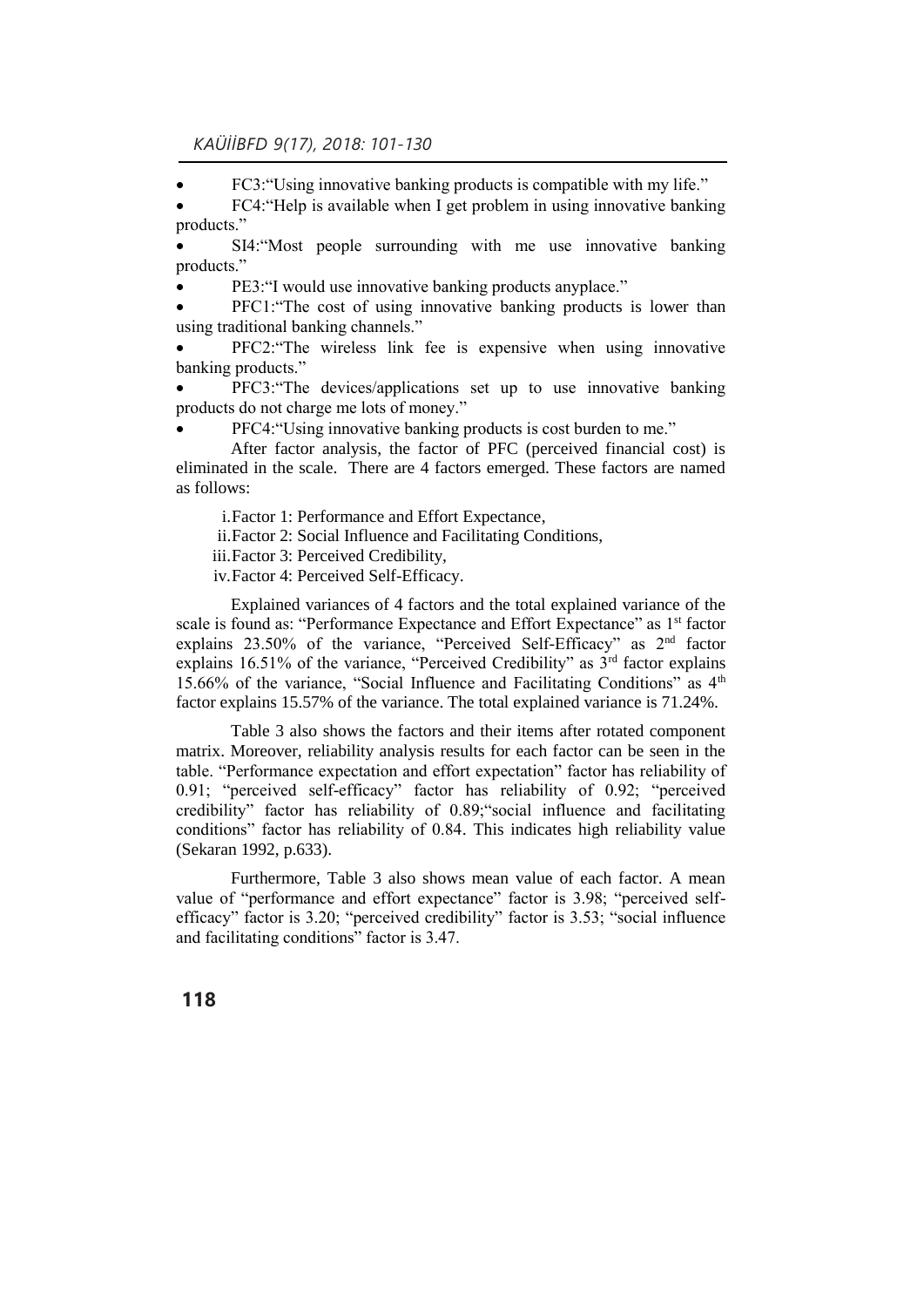- FC3:"Using innovative banking products is compatible with my life."
- FC4:"Help is available when I get problem in using innovative banking products."
- SI4:"Most people surrounding with me use innovative banking products."
- PE3:"I would use innovative banking products anyplace."
- PFC1:"The cost of using innovative banking products is lower than using traditional banking channels."
- PFC2:"The wireless link fee is expensive when using innovative banking products."
- PFC3:"The devices/applications set up to use innovative banking products do not charge me lots of money."
- PFC4:"Using innovative banking products is cost burden to me."

After factor analysis, the factor of PFC (perceived financial cost) is eliminated in the scale. There are 4 factors emerged. These factors are named as follows:

i. Factor 1: Performance and Effort Expectance,
ii. Factor 2: Social Influence and Facilitating Conditions,
iii. Factor 3: Perceived Credibility,
iv. Factor 4: Perceived Self-Efficacy.

Explained variances of 4 factors and the total explained variance of the scale is found as: "Performance Expectance and Effort Expectance" as 1st factor explains 23.50% of the variance, "Perceived Self-Efficacy" as 2nd factor explains 16.51% of the variance, "Perceived Credibility" as 3rd factor explains 15.66% of the variance, "Social Influence and Facilitating Conditions" as 4th factor explains 15.57% of the variance. The total explained variance is 71.24%.

Table 3 also shows the factors and their items after rotated component matrix. Moreover, reliability analysis results for each factor can be seen in the table. "Performance expectation and effort expectation" factor has reliability of 0.91; "perceived self-efficacy" factor has reliability of 0.92; "perceived credibility" factor has reliability of 0.89;"social influence and facilitating conditions" factor has reliability of 0.84. This indicates high reliability value (Sekaran 1992, p.633).

Furthermore, Table 3 also shows mean value of each factor. A mean value of "performance and effort expectance" factor is 3.98; "perceived self-efficacy" factor is 3.20; "perceived credibility" factor is 3.53; "social influence and facilitating conditions" factor is 3.47.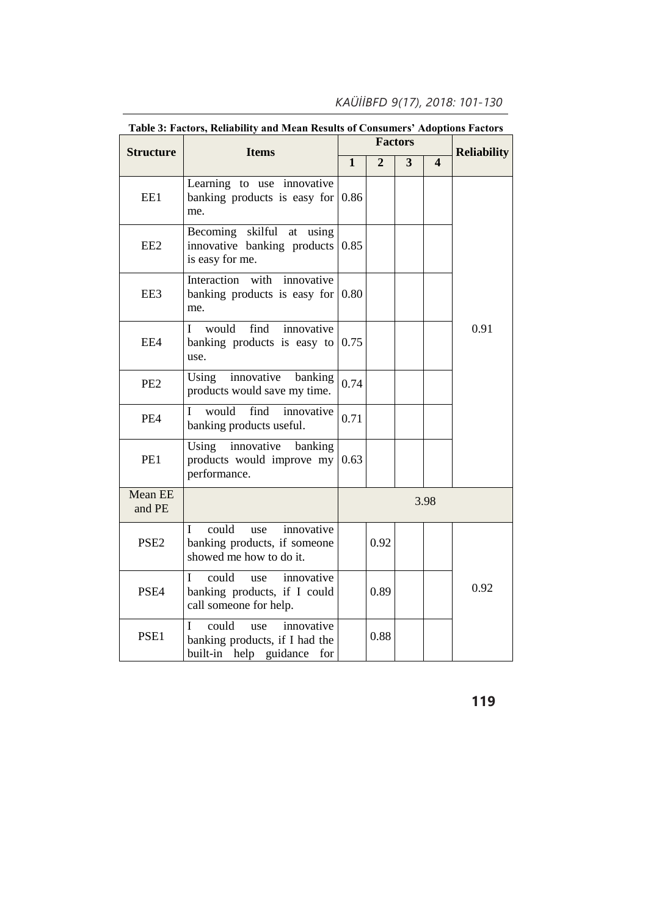**Table 3: Factors, Reliability and Mean Results of Consumers' Adoptions Factors**

| Structure | Items | Factors | | | | Reliability |
|---|---|---|---|---|---|---|
| | | 1 | 2 | 3 | 4 | |
| EE1 | Learning to use innovative banking products is easy for me. | 0.86 | | | | 0.91 |
| EE2 | Becoming skilful at using innovative banking products is easy for me. | 0.85 | | | | |
| EE3 | Interaction with innovative banking products is easy for me. | 0.80 | | | | |
| EE4 | I would find innovative banking products is easy to use. | 0.75 | | | | |
| PE2 | Using innovative banking products would save my time. | 0.74 | | | | |
| PE4 | I would find innovative banking products useful. | 0.71 | | | | |
| PE1 | Using innovative banking products would improve my performance. | 0.63 | | | | |
| Mean EE and PE | | 3.98 | | | | |
| PSE2 | I could use innovative banking products, if someone showed me how to do it. | | 0.92 | | | 0.92 |
| PSE4 | I could use innovative banking products, if I could call someone for help. | | 0.89 | | | |
| PSE1 | I could use innovative banking products, if I had the built-in help guidance for | | 0.88 | | | |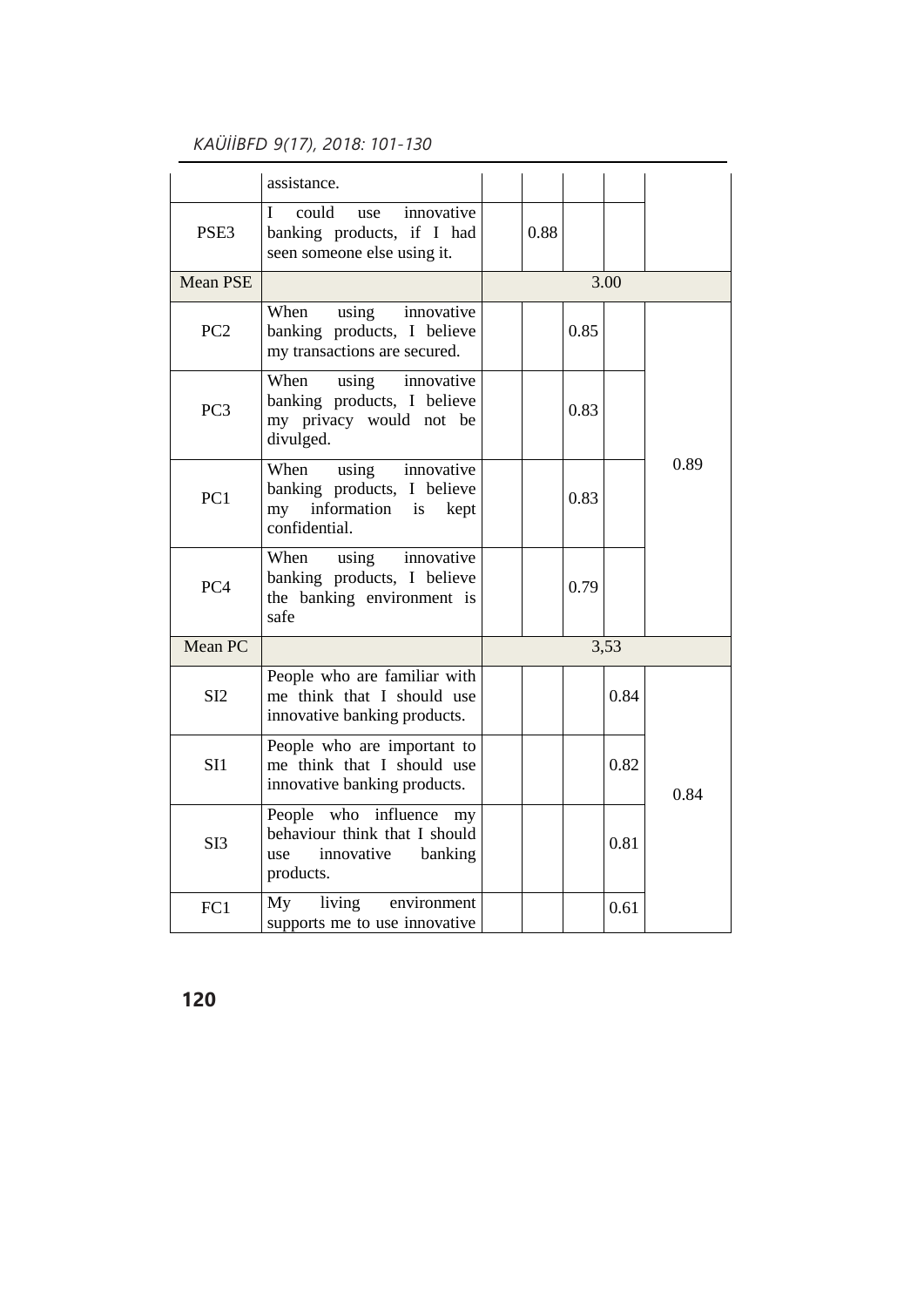| | assistance. | | | | | |
|---|---|---|---|---|---|---|
| PSE3 | I could use innovative banking products, if I had seen someone else using it. | | 0.88 | | | |
| Mean PSE | | 3.00 | | | | |
| PC2 | When using innovative banking products, I believe my transactions are secured. | | | 0.85 | | 0.89 |
| PC3 | When using innovative banking products, I believe my privacy would not be divulged. | | | 0.83 | | |
| PC1 | When using innovative banking products, I believe my information is kept confidential. | | | 0.83 | | |
| PC4 | When using innovative banking products, I believe the banking environment is safe | | | 0.79 | | |
| Mean PC | | 3,53 | | | | |
| SI2 | People who are familiar with me think that I should use innovative banking products. | | | | 0.84 | 0.84 |
| SI1 | People who are important to me think that I should use innovative banking products. | | | | 0.82 | |
| SI3 | People who influence my behaviour think that I should use innovative banking products. | | | | 0.81 | |
| FC1 | My living environment supports me to use innovative | | | | 0.61 | |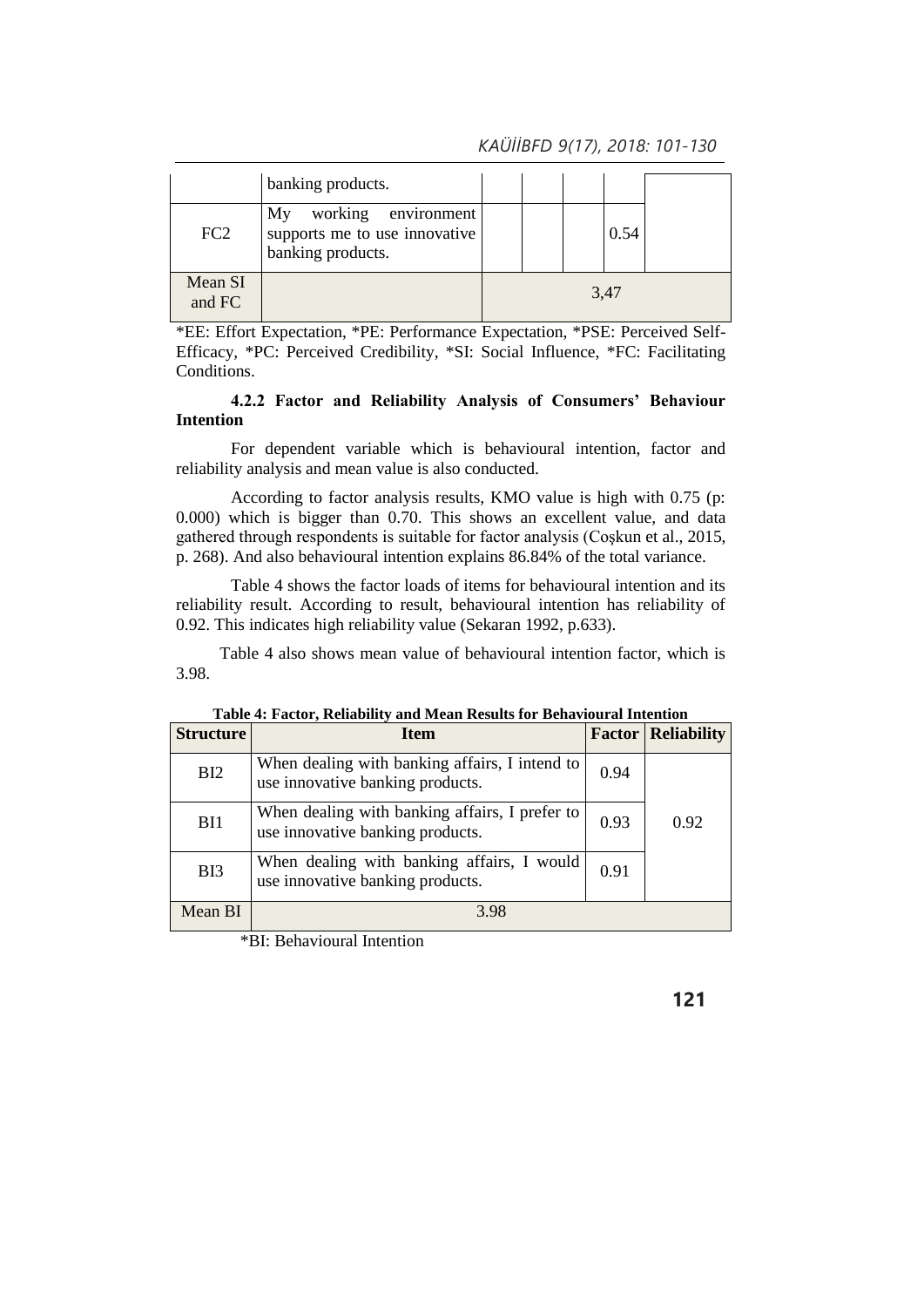|  | banking products. |  |  |  |  |  |
|---|---|---|---|---|---|---|
| FC2 | My working environment supports me to use innovative banking products. |  |  |  | 0.54 |  |
| Mean SI and FC |  | 3,47 |  |  |  |  |

*EE: Effort Expectation, *PE: Performance Expectation, *PSE: Perceived Self-Efficacy, *PC: Perceived Credibility, *SI: Social Influence, *FC: Facilitating Conditions.

#### 4.2.2 Factor and Reliability Analysis of Consumers' Behaviour Intention

For dependent variable which is behavioural intention, factor and reliability analysis and mean value is also conducted.

According to factor analysis results, KMO value is high with 0.75 (p: 0.000) which is bigger than 0.70. This shows an excellent value, and data gathered through respondents is suitable for factor analysis (Coşkun et al., 2015, p. 268). And also behavioural intention explains 86.84% of the total variance.

Table 4 shows the factor loads of items for behavioural intention and its reliability result. According to result, behavioural intention has reliability of 0.92. This indicates high reliability value (Sekaran 1992, p.633).

Table 4 also shows mean value of behavioural intention factor, which is 3.98.

**Table 4: Factor, Reliability and Mean Results for Behavioural Intention**

| Structure | Item | Factor | Reliability |
|---|---|---|---|
| BI2 | When dealing with banking affairs, I intend to use innovative banking products. | 0.94 | 0.92 |
| BI1 | When dealing with banking affairs, I prefer to use innovative banking products. | 0.93 |  |
| BI3 | When dealing with banking affairs, I would use innovative banking products. | 0.91 |  |
| Mean BI | 3.98 |  |  |

*BI: Behavioural Intention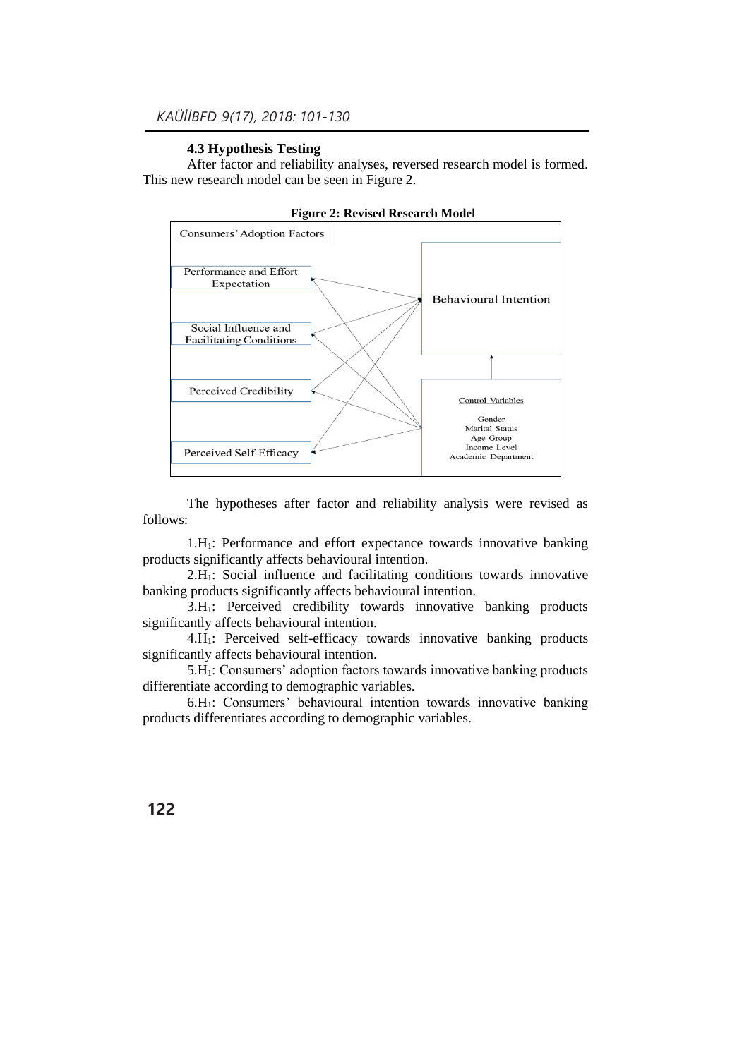### 4.3 Hypothesis Testing

After factor and reliability analyses, reversed research model is formed. This new research model can be seen in Figure 2.

**Figure 2: Revised Research Model**

The hypotheses after factor and reliability analysis were revised as follows:

1.$H_1$: Performance and effort expectance towards innovative banking products significantly affects behavioural intention.

2.$H_1$: Social influence and facilitating conditions towards innovative banking products significantly affects behavioural intention.

3.$H_1$: Perceived credibility towards innovative banking products significantly affects behavioural intention.

4.$H_1$: Perceived self-efficacy towards innovative banking products significantly affects behavioural intention.

5.$H_1$: Consumers' adoption factors towards innovative banking products differentiate according to demographic variables.

6.$H_1$: Consumers' behavioural intention towards innovative banking products differentiates according to demographic variables.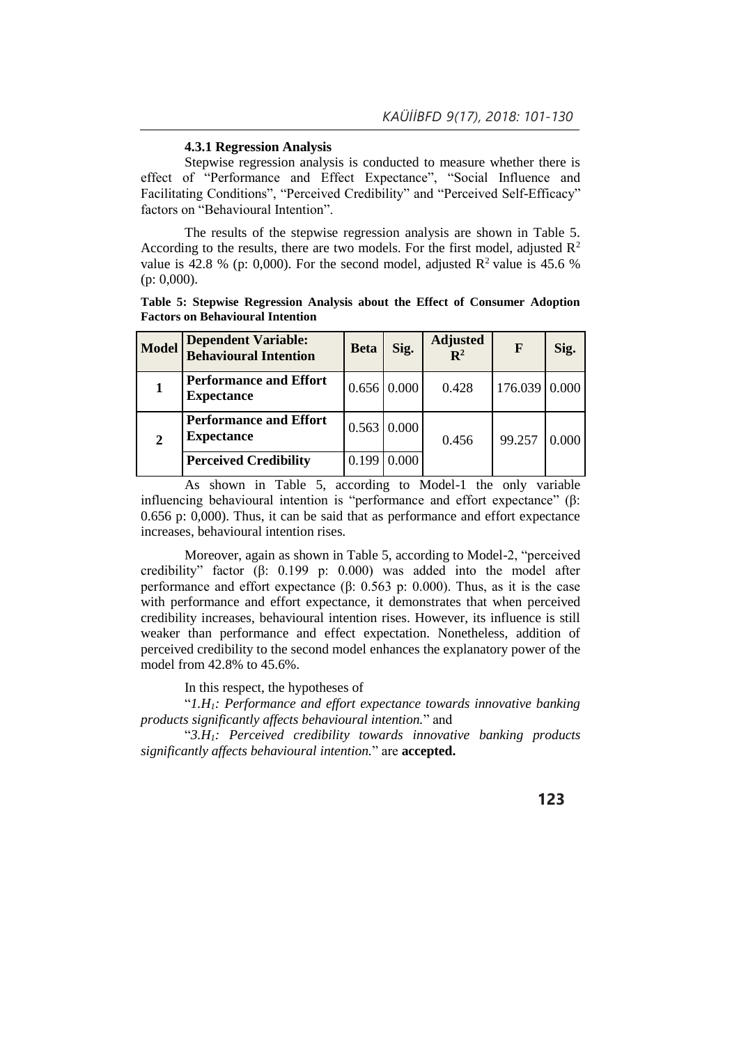### 4.3.1 Regression Analysis

Stepwise regression analysis is conducted to measure whether there is effect of "Performance and Effect Expectance", "Social Influence and Facilitating Conditions", "Perceived Credibility" and "Perceived Self-Efficacy" factors on "Behavioural Intention".

The results of the stepwise regression analysis are shown in Table 5. According to the results, there are two models. For the first model, adjusted $R^2$ value is 42.8 % (p: 0,000). For the second model, adjusted $R^2$ value is 45.6 % (p: 0,000).

**Table 5: Stepwise Regression Analysis about the Effect of Consumer Adoption Factors on Behavioural Intention**

| Model | Dependent Variable: Behavioural Intention | Beta | Sig. | Adjusted $R^2$ | F | Sig. |
|---|---|---|---|---|---|---|
| **1** | **Performance and Effort Expectance** | 0.656 | 0.000 | 0.428 | 176.039 | 0.000 |
| **2** | **Performance and Effort Expectance** | 0.563 | 0.000 | 0.456 | 99.257 | 0.000 |
| | **Perceived Credibility** | 0.199 | 0.000 | | | |

As shown in Table 5, according to Model-1 the only variable influencing behavioural intention is "performance and effort expectance" (β: 0.656 p: 0,000). Thus, it can be said that as performance and effort expectance increases, behavioural intention rises.

Moreover, again as shown in Table 5, according to Model-2, "perceived credibility" factor (β: 0.199 p: 0.000) was added into the model after performance and effort expectance (β: 0.563 p: 0.000). Thus, as it is the case with performance and effort expectance, it demonstrates that when perceived credibility increases, behavioural intention rises. However, its influence is still weaker than performance and effect expectation. Nonetheless, addition of perceived credibility to the second model enhances the explanatory power of the model from 42.8% to 45.6%.

In this respect, the hypotheses of

"*1.$H_1$: Performance and effort expectance towards innovative banking products significantly affects behavioural intention.*" and

"*3.$H_1$: Perceived credibility towards innovative banking products significantly affects behavioural intention.*" are **accepted.**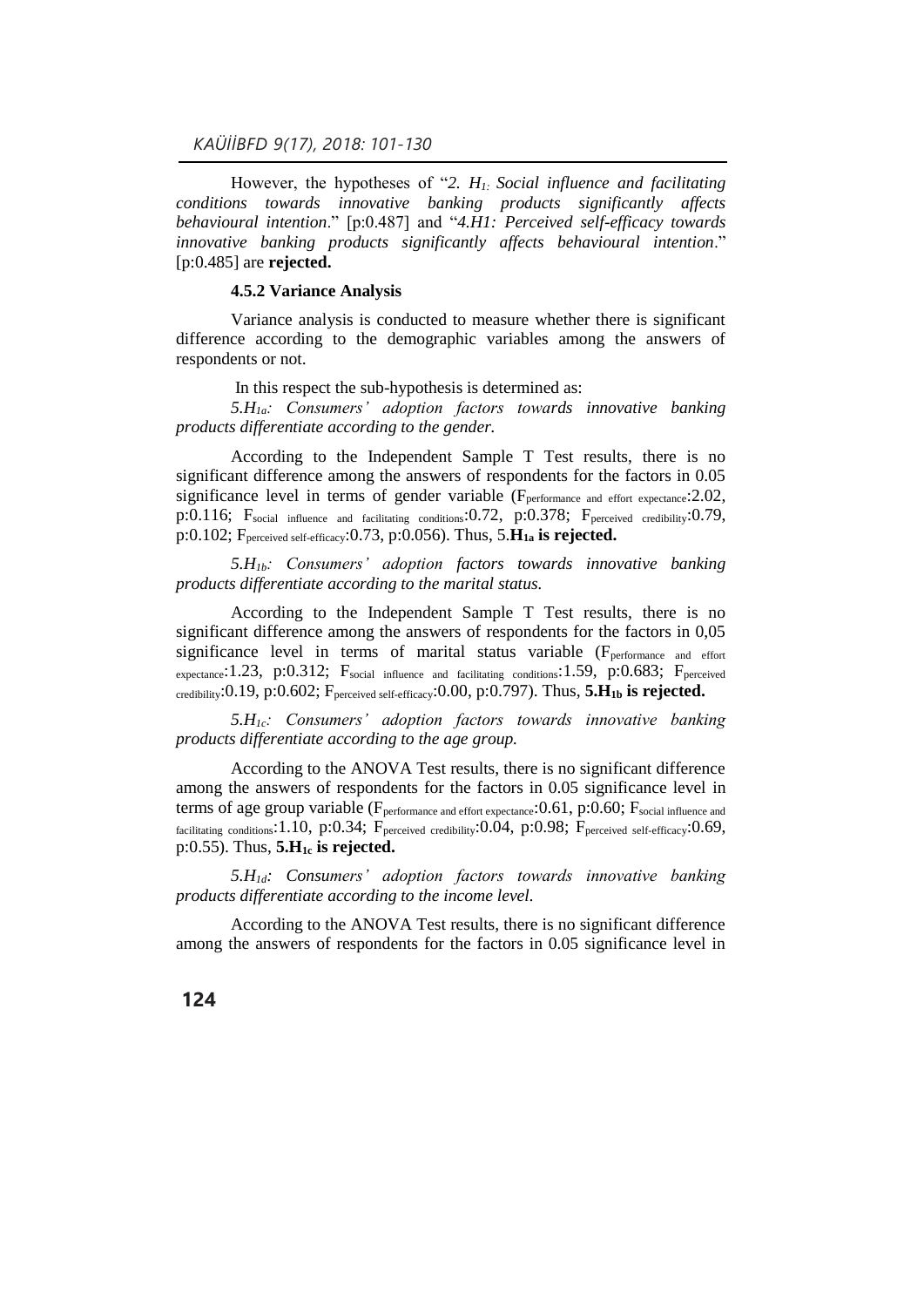However, the hypotheses of "*2. $H_{1:}$ Social influence and facilitating conditions towards innovative banking products significantly affects behavioural intention*." [p:0.487] and "*4.H1: Perceived self-efficacy towards innovative banking products significantly affects behavioural intention*." [p:0.485] are **rejected.**

### 4.5.2 Variance Analysis

Variance analysis is conducted to measure whether there is significant difference according to the demographic variables among the answers of respondents or not.

In this respect the sub-hypothesis is determined as:

*5.$H_{1a}$: Consumers' adoption factors towards innovative banking products differentiate according to the gender.*

According to the Independent Sample T Test results, there is no significant difference among the answers of respondents for the factors in 0.05 significance level in terms of gender variable ($F_{performance\ and\ effort\ expectance}$:2.02, p:0.116; $F_{social\ influence\ and\ facilitating\ conditions}$:0.72, p:0.378; $F_{perceived\ credibility}$:0.79, p:0.102; $F_{perceived\ self\text{-}efficacy}$:0.73, p:0.056). Thus, 5.**$H_{1a}$ is rejected.**

*5.$H_{1b}$: Consumers' adoption factors towards innovative banking products differentiate according to the marital status.*

According to the Independent Sample T Test results, there is no significant difference among the answers of respondents for the factors in 0,05 significance level in terms of marital status variable ($F_{performance\ and\ effort\ expectance}$:1.23, p:0.312; $F_{social\ influence\ and\ facilitating\ conditions}$:1.59, p:0.683; $F_{perceived\ credibility}$:0.19, p:0.602; $F_{perceived\ self\text{-}efficacy}$:0.00, p:0.797). Thus, **5.$H_{1b}$ is rejected.**

*5.$H_{1c}$: Consumers' adoption factors towards innovative banking products differentiate according to the age group.*

According to the ANOVA Test results, there is no significant difference among the answers of respondents for the factors in 0.05 significance level in terms of age group variable ($F_{performance\ and\ effort\ expectance}$:0.61, p:0.60; $F_{social\ influence\ and\ facilitating\ conditions}$:1.10, p:0.34; $F_{perceived\ credibility}$:0.04, p:0.98; $F_{perceived\ self\text{-}efficacy}$:0.69, p:0.55). Thus, **5.$H_{1c}$ is rejected.**

*5.$H_{1d}$: Consumers' adoption factors towards innovative banking products differentiate according to the income level.*

According to the ANOVA Test results, there is no significant difference among the answers of respondents for the factors in 0.05 significance level in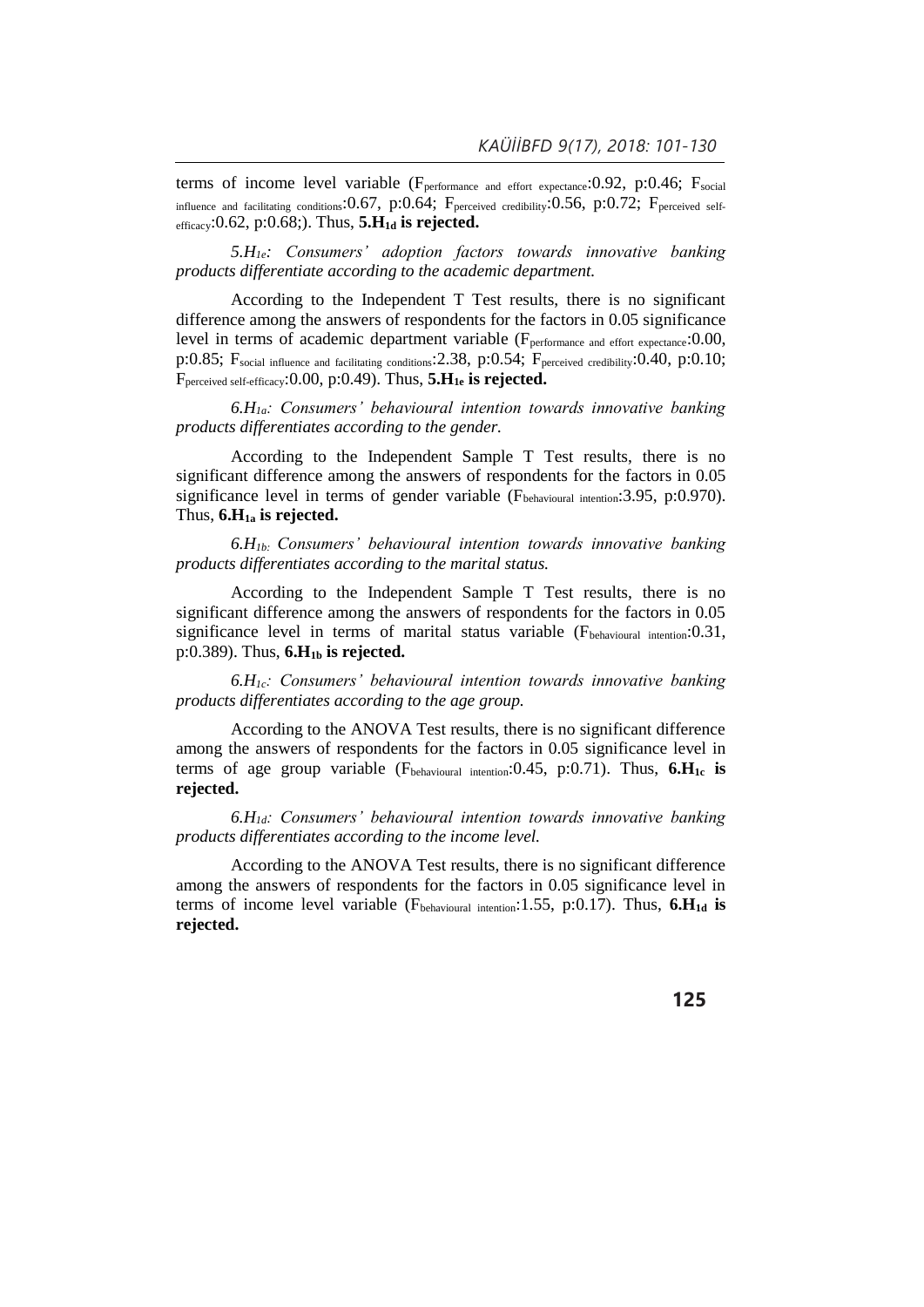terms of income level variable ($F_{performance\ and\ effort\ expectance}$:0.92, p:0.46; $F_{social\ influence\ and\ facilitating\ conditions}$:0.67, p:0.64; $F_{perceived\ credibility}$:0.56, p:0.72; $F_{perceived\ self-efficacy}$:0.62, p:0.68;). Thus, **5.$H_{1d}$ is rejected.**

*5.$H_{1e}$: Consumers' adoption factors towards innovative banking products differentiate according to the academic department.*

According to the Independent T Test results, there is no significant difference among the answers of respondents for the factors in 0.05 significance level in terms of academic department variable ($F_{performance\ and\ effort\ expectance}$:0.00, p:0.85; $F_{social\ influence\ and\ facilitating\ conditions}$:2.38, p:0.54; $F_{perceived\ credibility}$:0.40, p:0.10; $F_{perceived\ self-efficacy}$:0.00, p:0.49). Thus, **5.$H_{1e}$ is rejected.**

*6.$H_{1a}$: Consumers' behavioural intention towards innovative banking products differentiates according to the gender.*

According to the Independent Sample T Test results, there is no significant difference among the answers of respondents for the factors in 0.05 significance level in terms of gender variable ($F_{behavioural\ intention}$:3.95, p:0.970). Thus, **6.$H_{1a}$ is rejected.**

*6.$H_{1b}$: Consumers' behavioural intention towards innovative banking products differentiates according to the marital status.*

According to the Independent Sample T Test results, there is no significant difference among the answers of respondents for the factors in 0.05 significance level in terms of marital status variable ($F_{behavioural\ intention}$:0.31, p:0.389). Thus, **6.$H_{1b}$ is rejected.**

*6.$H_{1c}$: Consumers' behavioural intention towards innovative banking products differentiates according to the age group.*

According to the ANOVA Test results, there is no significant difference among the answers of respondents for the factors in 0.05 significance level in terms of age group variable ($F_{behavioural\ intention}$:0.45, p:0.71). Thus, **6.$H_{1c}$ is rejected.**

*6.$H_{1d}$: Consumers' behavioural intention towards innovative banking products differentiates according to the income level.*

According to the ANOVA Test results, there is no significant difference among the answers of respondents for the factors in 0.05 significance level in terms of income level variable ($F_{behavioural\ intention}$:1.55, p:0.17). Thus, **6.$H_{1d}$ is rejected.**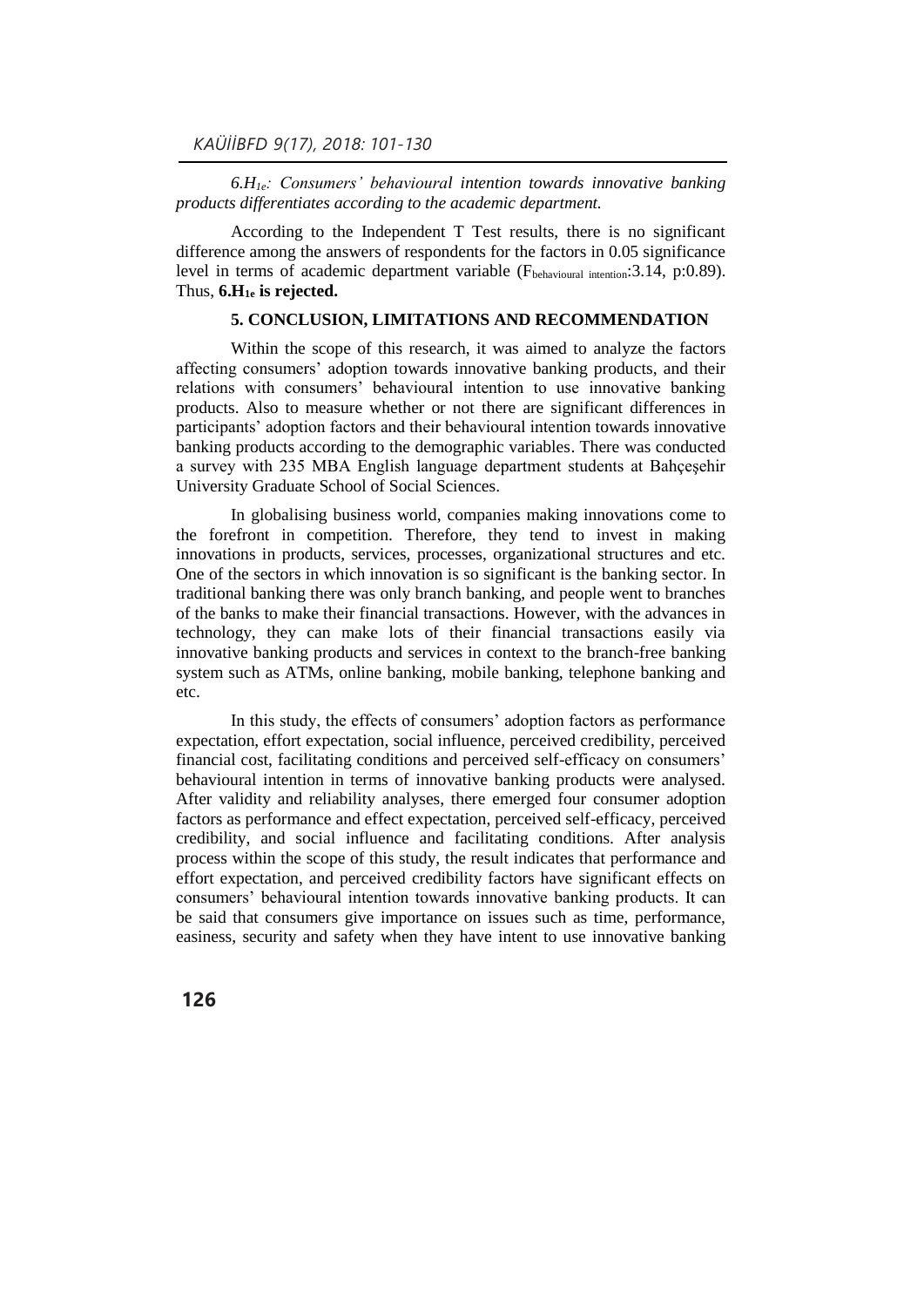*6.$H_{1e}$: Consumers' behavioural intention towards innovative banking products differentiates according to the academic department.*

According to the Independent T Test results, there is no significant difference among the answers of respondents for the factors in 0.05 significance level in terms of academic department variable ($F_{behavioural\ intention}$:3.14, p:0.89). Thus, **6.$H_{1e}$ is rejected.**

## 5. CONCLUSION, LIMITATIONS AND RECOMMENDATION

Within the scope of this research, it was aimed to analyze the factors affecting consumers' adoption towards innovative banking products, and their relations with consumers' behavioural intention to use innovative banking products. Also to measure whether or not there are significant differences in participants' adoption factors and their behavioural intention towards innovative banking products according to the demographic variables. There was conducted a survey with 235 MBA English language department students at Bahçeşehir University Graduate School of Social Sciences.

In globalising business world, companies making innovations come to the forefront in competition. Therefore, they tend to invest in making innovations in products, services, processes, organizational structures and etc. One of the sectors in which innovation is so significant is the banking sector. In traditional banking there was only branch banking, and people went to branches of the banks to make their financial transactions. However, with the advances in technology, they can make lots of their financial transactions easily via innovative banking products and services in context to the branch-free banking system such as ATMs, online banking, mobile banking, telephone banking and etc.

In this study, the effects of consumers' adoption factors as performance expectation, effort expectation, social influence, perceived credibility, perceived financial cost, facilitating conditions and perceived self-efficacy on consumers' behavioural intention in terms of innovative banking products were analysed. After validity and reliability analyses, there emerged four consumer adoption factors as performance and effect expectation, perceived self-efficacy, perceived credibility, and social influence and facilitating conditions. After analysis process within the scope of this study, the result indicates that performance and effort expectation, and perceived credibility factors have significant effects on consumers' behavioural intention towards innovative banking products. It can be said that consumers give importance on issues such as time, performance, easiness, security and safety when they have intent to use innovative banking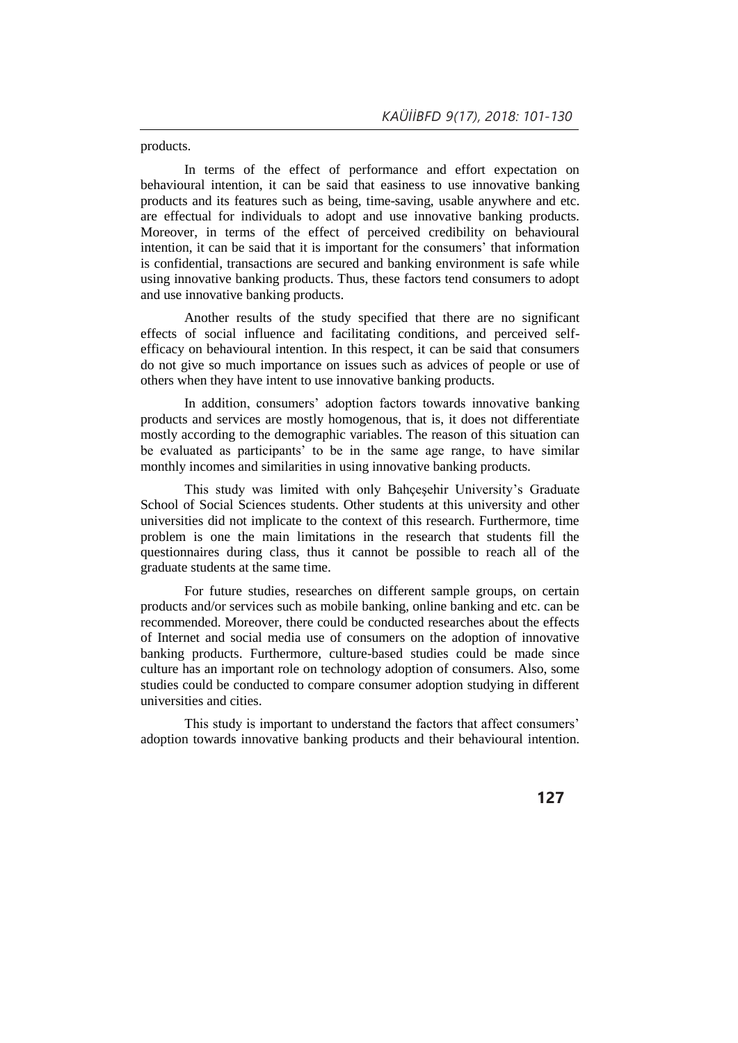products.

In terms of the effect of performance and effort expectation on behavioural intention, it can be said that easiness to use innovative banking products and its features such as being, time-saving, usable anywhere and etc. are effectual for individuals to adopt and use innovative banking products. Moreover, in terms of the effect of perceived credibility on behavioural intention, it can be said that it is important for the consumers' that information is confidential, transactions are secured and banking environment is safe while using innovative banking products. Thus, these factors tend consumers to adopt and use innovative banking products.

Another results of the study specified that there are no significant effects of social influence and facilitating conditions, and perceived self-efficacy on behavioural intention. In this respect, it can be said that consumers do not give so much importance on issues such as advices of people or use of others when they have intent to use innovative banking products.

In addition, consumers' adoption factors towards innovative banking products and services are mostly homogenous, that is, it does not differentiate mostly according to the demographic variables. The reason of this situation can be evaluated as participants' to be in the same age range, to have similar monthly incomes and similarities in using innovative banking products.

This study was limited with only Bahçeşehir University's Graduate School of Social Sciences students. Other students at this university and other universities did not implicate to the context of this research. Furthermore, time problem is one the main limitations in the research that students fill the questionnaires during class, thus it cannot be possible to reach all of the graduate students at the same time.

For future studies, researches on different sample groups, on certain products and/or services such as mobile banking, online banking and etc. can be recommended. Moreover, there could be conducted researches about the effects of Internet and social media use of consumers on the adoption of innovative banking products. Furthermore, culture-based studies could be made since culture has an important role on technology adoption of consumers. Also, some studies could be conducted to compare consumer adoption studying in different universities and cities.

This study is important to understand the factors that affect consumers' adoption towards innovative banking products and their behavioural intention.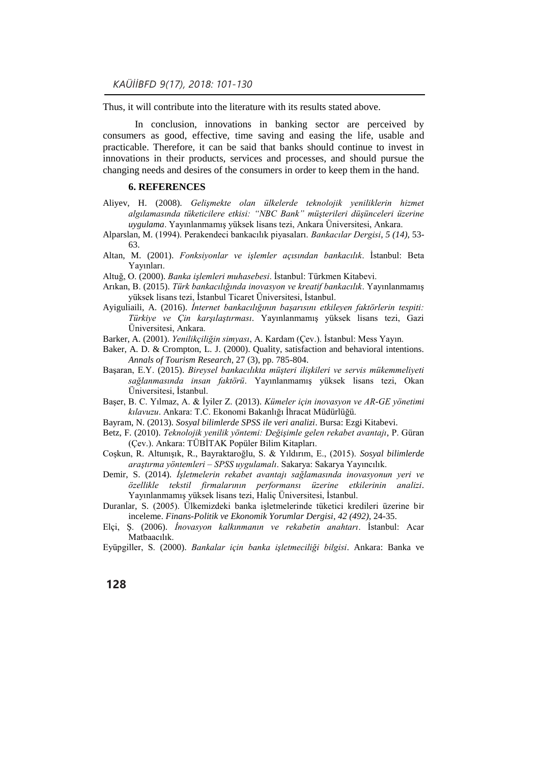Thus, it will contribute into the literature with its results stated above.

In conclusion, innovations in banking sector are perceived by consumers as good, effective, time saving and easing the life, usable and practicable. Therefore, it can be said that banks should continue to invest in innovations in their products, services and processes, and should pursue the changing needs and desires of the consumers in order to keep them in the hand.

## 6. REFERENCES

Aliyev, H. (2008). *Gelişmekte olan ülkelerde teknolojik yeniliklerin hizmet algılamasında tüketicilere etkisi: "NBC Bank" müşterileri düşünceleri üzerine uygulama*. Yayınlanmamış yüksek lisans tezi, Ankara Üniversitesi, Ankara.

Alparslan, M. (1994). Perakendeci bankacılık piyasaları. *Bankacılar Dergisi*, *5 (14),* 53-63.

Altan, M. (2001). *Fonksiyonlar ve işlemler açısından bankacılık*. İstanbul: Beta Yayınları.

Altuğ, O. (2000). *Banka işlemleri muhasebesi*. İstanbul: Türkmen Kitabevi.

Arıkan, B. (2015). *Türk bankacılığında inovasyon ve kreatif bankacılık*. Yayınlanmamış yüksek lisans tezi, İstanbul Ticaret Üniversitesi, İstanbul.

Ayiguliaili, A. (2016). *İnternet bankacılığının başarısını etkileyen faktörlerin tespiti: Türkiye ve Çin karşılaştırması*. Yayınlanmamış yüksek lisans tezi, Gazi Üniversitesi, Ankara.

Barker, A. (2001). *Yenilikçiliğin simyası*, A. Kardam (Çev.). İstanbul: Mess Yayın.

Baker, A. D. & Crompton, L. J. (2000). Quality, satisfaction and behavioral intentions. *Annals of Tourism Research*, 27 (3), pp. 785-804.

Başaran, E.Y. (2015). *Bireysel bankacılıkta müşteri ilişkileri ve servis mükemmeliyeti sağlanmasında insan faktörü*. Yayınlanmamış yüksek lisans tezi, Okan Üniversitesi, İstanbul.

Başer, B. C. Yılmaz, A. & İyiler Z. (2013). *Kümeler için inovasyon ve AR-GE yönetimi kılavuzu*. Ankara: T.C. Ekonomi Bakanlığı İhracat Müdürlüğü.

Bayram, N. (2013). *Sosyal bilimlerde SPSS ile veri analizi*. Bursa: Ezgi Kitabevi.

Betz, F. (2010). *Teknolojik yenilik yöntemi: Değişimle gelen rekabet avantajı*, P. Güran (Çev.). Ankara: TÜBİTAK Popüler Bilim Kitapları.

Coşkun, R. Altunışık, R., Bayraktaroğlu, S. & Yıldırım, E., (2015). *Sosyal bilimlerde araştırma yöntemleri – SPSS uygulamalı*. Sakarya: Sakarya Yayıncılık.

Demir, S. (2014). *İşletmelerin rekabet avantajı sağlamasında inovasyonun yeri ve özellikle tekstil firmalarının performansı üzerine etkilerinin analizi*. Yayınlanmamış yüksek lisans tezi, Haliç Üniversitesi, İstanbul.

Duranlar, S. (2005). Ülkemizdeki banka işletmelerinde tüketici kredileri üzerine bir inceleme. *Finans-Politik ve Ekonomik Yorumlar Dergisi*, *42 (492)*, 24-35.

Elçi, Ş. (2006). *İnovasyon kalkınmanın ve rekabetin anahtarı*. İstanbul: Acar Matbaacılık.

Eyüpgiller, S. (2000). *Bankalar için banka işletmeciliği bilgisi*. Ankara: Banka ve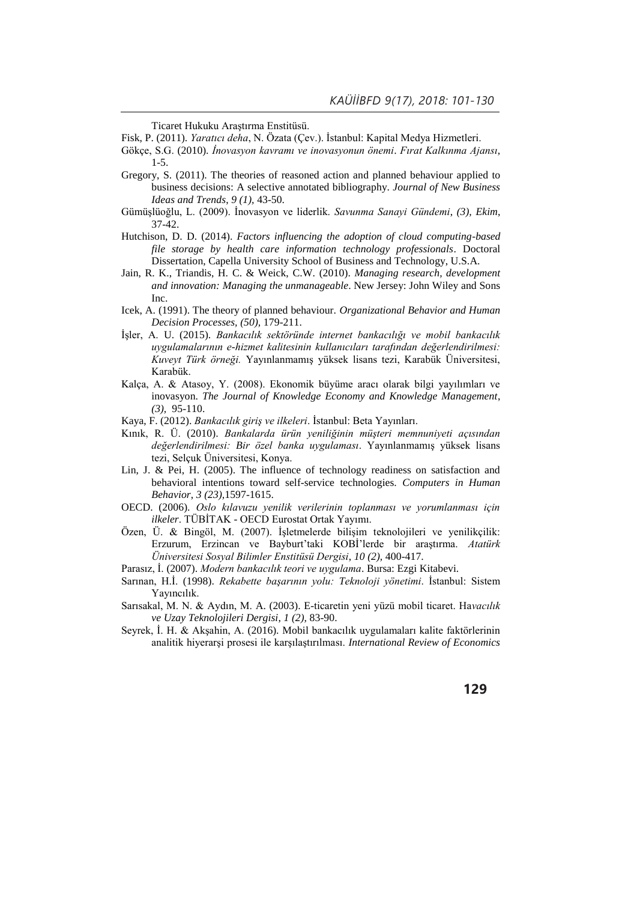Ticaret Hukuku Araştırma Enstitüsü.

Fisk, P. (2011). *Yaratıcı deha*, N. Özata (Çev.). İstanbul: Kapital Medya Hizmetleri.

Gökçe, S.G. (2010). *İnovasyon kavramı ve inovasyonun önemi*. *Fırat Kalkınma Ajansı*, 1-5.

Gregory, S. (2011). The theories of reasoned action and planned behaviour applied to business decisions: A selective annotated bibliography. *Journal of New Business Ideas and Trends, 9 (1),* 43-50.

Gümüşlüoğlu, L. (2009). İnovasyon ve liderlik. *Savunma Sanayi Gündemi*, *(3), Ekim*, 37-42.

Hutchison, D. D. (2014). *Factors influencing the adoption of cloud computing-based file storage by health care information technology professionals*. Doctoral Dissertation, Capella University School of Business and Technology, U.S.A.

Jain, R. K., Triandis, H. C. & Weick, C.W. (2010). *Managing research, development and innovation: Managing the unmanageable*. New Jersey: John Wiley and Sons Inc.

Icek, A. (1991). The theory of planned behaviour. *Organizational Behavior and Human Decision Processes, (50),* 179-211.

İşler, A. U. (2015). *Bankacılık sektöründe internet bankacılığı ve mobil bankacılık uygulamalarının e-hizmet kalitesinin kullanıcıları tarafından değerlendirilmesi: Kuveyt Türk örneği.* Yayınlanmamış yüksek lisans tezi, Karabük Üniversitesi, Karabük.

Kalça, A. & Atasoy, Y. (2008). Ekonomik büyüme aracı olarak bilgi yayılımları ve inovasyon. *The Journal of Knowledge Economy and Knowledge Management*, *(3),* 95-110.

Kaya, F. (2012). *Bankacılık giriş ve ilkeleri*. İstanbul: Beta Yayınları.

Kınık, R. Ü. (2010). *Bankalarda ürün yeniliğinin müşteri memnuniyeti açısından değerlendirilmesi: Bir özel banka uygulaması*. Yayınlanmamış yüksek lisans tezi, Selçuk Üniversitesi, Konya.

Lin, J. & Pei, H. (2005). The influence of technology readiness on satisfaction and behavioral intentions toward self-service technologies. *Computers in Human Behavior*, *3 (23),*1597-1615.

OECD. (2006). *Oslo kılavuzu yenilik verilerinin toplanması ve yorumlanması için ilkeler*. TÜBİTAK - OECD Eurostat Ortak Yayımı.

Özen, Ü. & Bingöl, M. (2007). İşletmelerde bilişim teknolojileri ve yenilikçilik: Erzurum, Erzincan ve Bayburt'taki KOBİ'lerde bir araştırma. *Atatürk Üniversitesi Sosyal Bilimler Enstitüsü Dergisi*, *10 (2),* 400-417.

Parasız, İ. (2007). *Modern bankacılık teori ve uygulama*. Bursa: Ezgi Kitabevi.

Sarınan, H.İ. (1998). *Rekabette başarının yolu: Teknoloji yönetimi*. İstanbul: Sistem Yayıncılık.

Sarısakal, M. N. & Aydın, M. A. (2003). E-ticaretin yeni yüzü mobil ticaret. Ha*vacılık ve Uzay Teknolojileri Dergisi*, *1 (2),* 83-90.

Seyrek, İ. H. & Akşahin, A. (2016). Mobil bankacılık uygulamaları kalite faktörlerinin analitik hiyerarşi prosesi ile karşılaştırılması. *International Review of Economics*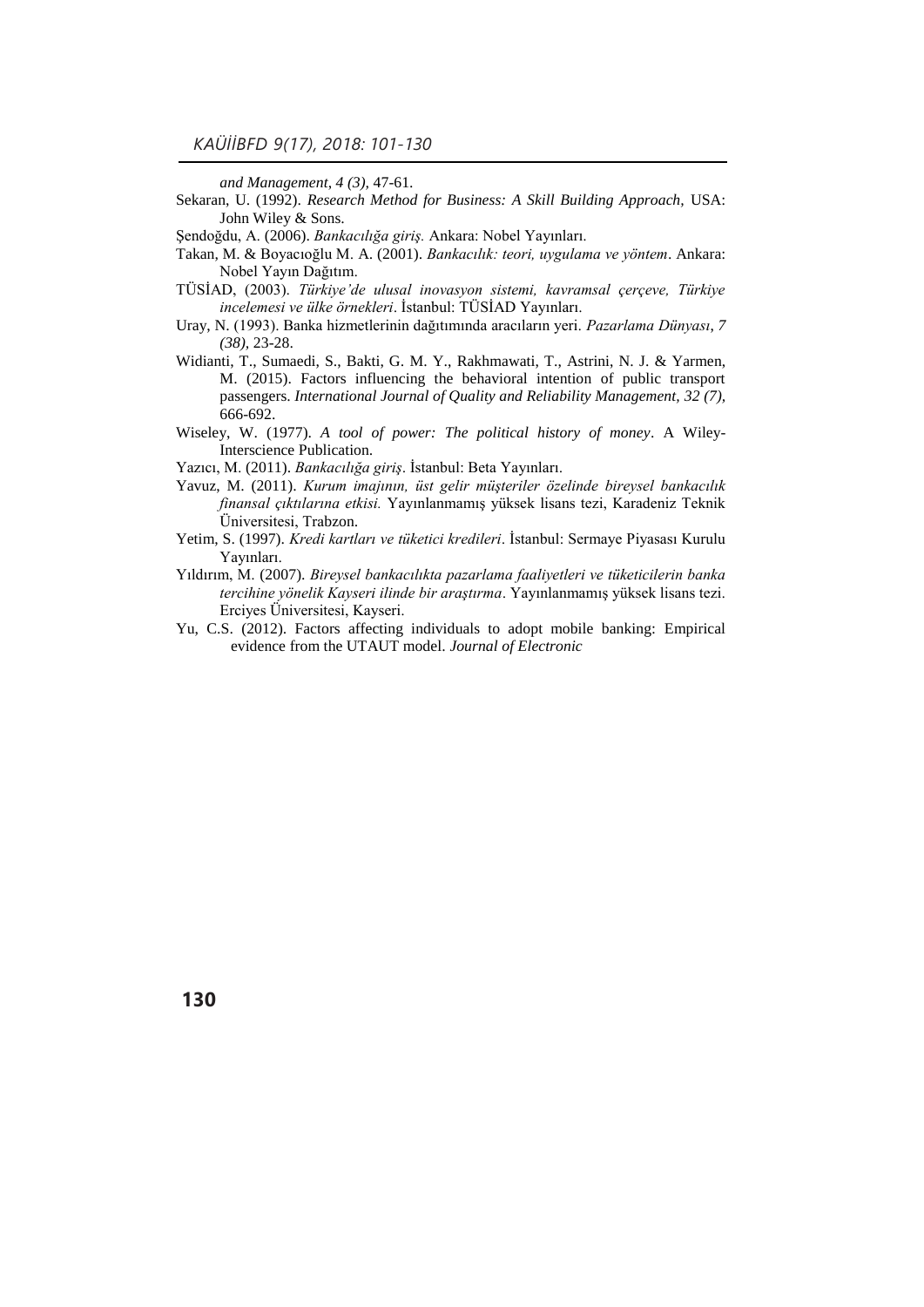*and Management, 4 (3),* 47-61.

Sekaran, U. (1992). *Research Method for Business: A Skill Building Approach,* USA: John Wiley & Sons.

Şendoğdu, A. (2006). *Bankacılığa giriş.* Ankara: Nobel Yayınları.

Takan, M. & Boyacıoğlu M. A. (2001). *Bankacılık: teori, uygulama ve yöntem*. Ankara: Nobel Yayın Dağıtım.

TÜSİAD, (2003). *Türkiye'de ulusal inovasyon sistemi, kavramsal çerçeve, Türkiye incelemesi ve ülke örnekleri*. İstanbul: TÜSİAD Yayınları.

Uray, N. (1993). Banka hizmetlerinin dağıtımında aracıların yeri. *Pazarlama Dünyası*, *7 (38),* 23-28.

Widianti, T., Sumaedi, S., Bakti, G. M. Y., Rakhmawati, T., Astrini, N. J. & Yarmen, M. (2015). Factors influencing the behavioral intention of public transport passengers. *International Journal of Quality and Reliability Management, 32 (7),* 666-692.

Wiseley, W. (1977). *A tool of power: The political history of money*. A Wiley-Interscience Publication.

Yazıcı, M. (2011). *Bankacılığa giriş*. İstanbul: Beta Yayınları.

Yavuz, M. (2011). *Kurum imajının, üst gelir müşteriler özelinde bireysel bankacılık finansal çıktılarına etkisi.* Yayınlanmamış yüksek lisans tezi, Karadeniz Teknik Üniversitesi, Trabzon.

Yetim, S. (1997). *Kredi kartları ve tüketici kredileri*. İstanbul: Sermaye Piyasası Kurulu Yayınları.

Yıldırım, M. (2007). *Bireysel bankacılıkta pazarlama faaliyetleri ve tüketicilerin banka tercihine yönelik Kayseri ilinde bir araştırma*. Yayınlanmamış yüksek lisans tezi. Erciyes Üniversitesi, Kayseri.

Yu, C.S. (2012). Factors affecting individuals to adopt mobile banking: Empirical evidence from the UTAUT model. *Journal of Electronic*